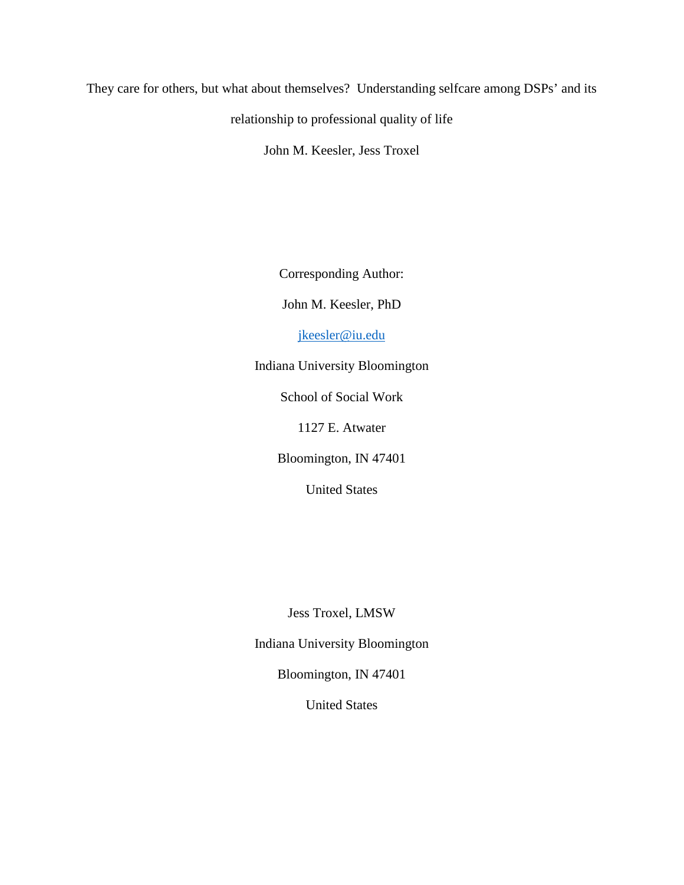# They care for others, but what about themselves? Understanding selfcare among DSPs' and its relationship to professional quality of life

John M. Keesler, Jess Troxel

Corresponding Author:

John M. Keesler, PhD

jkeesler@iu.edu

Indiana University Bloomington

School of Social Work

1127 E. Atwater

Bloomington, IN 47401

United States

Jess Troxel, LMSW

Indiana University Bloomington

Bloomington, IN 47401

United States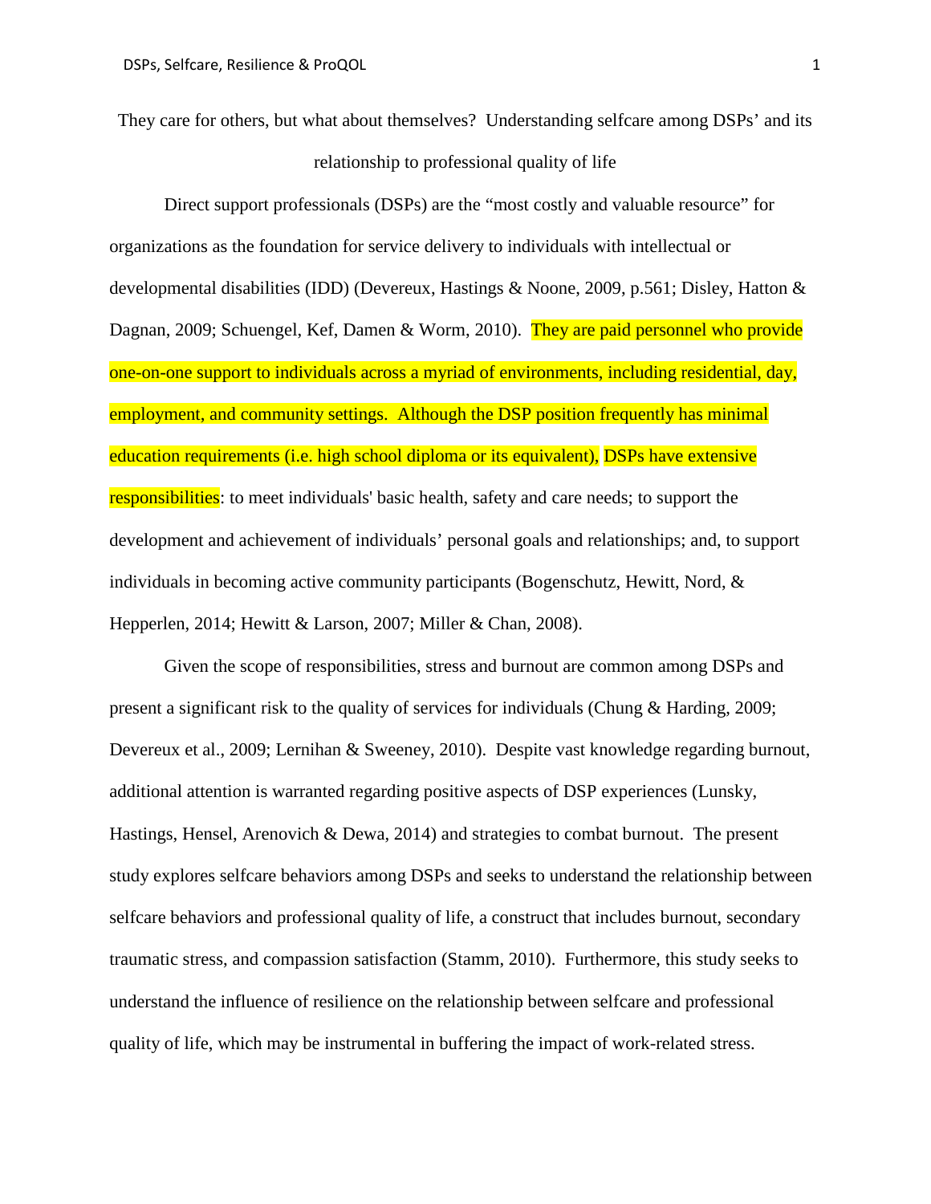They care for others, but what about themselves? Understanding selfcare among DSPs' and its relationship to professional quality of life

Direct support professionals (DSPs) are the "most costly and valuable resource" for organizations as the foundation for service delivery to individuals with intellectual or developmental disabilities (IDD) (Devereux, Hastings & Noone, 2009, p.561; Disley, Hatton & Dagnan, 2009; Schuengel, Kef, Damen & Worm, 2010). They are paid personnel who provide one-on-one support to individuals across a myriad of environments, including residential, day, employment, and community settings. Although the DSP position frequently has minimal education requirements (i.e. high school diploma or its equivalent), DSPs have extensive responsibilities: to meet individuals' basic health, safety and care needs; to support the development and achievement of individuals' personal goals and relationships; and, to support individuals in becoming active community participants (Bogenschutz, Hewitt, Nord, & Hepperlen, 2014; Hewitt & Larson, 2007; Miller & Chan, 2008).

Given the scope of responsibilities, stress and burnout are common among DSPs and present a significant risk to the quality of services for individuals (Chung & Harding, 2009; Devereux et al., 2009; Lernihan & Sweeney, 2010). Despite vast knowledge regarding burnout, additional attention is warranted regarding positive aspects of DSP experiences (Lunsky, Hastings, Hensel, Arenovich & Dewa, 2014) and strategies to combat burnout. The present study explores selfcare behaviors among DSPs and seeks to understand the relationship between selfcare behaviors and professional quality of life, a construct that includes burnout, secondary traumatic stress, and compassion satisfaction (Stamm, 2010). Furthermore, this study seeks to understand the influence of resilience on the relationship between selfcare and professional quality of life, which may be instrumental in buffering the impact of work-related stress.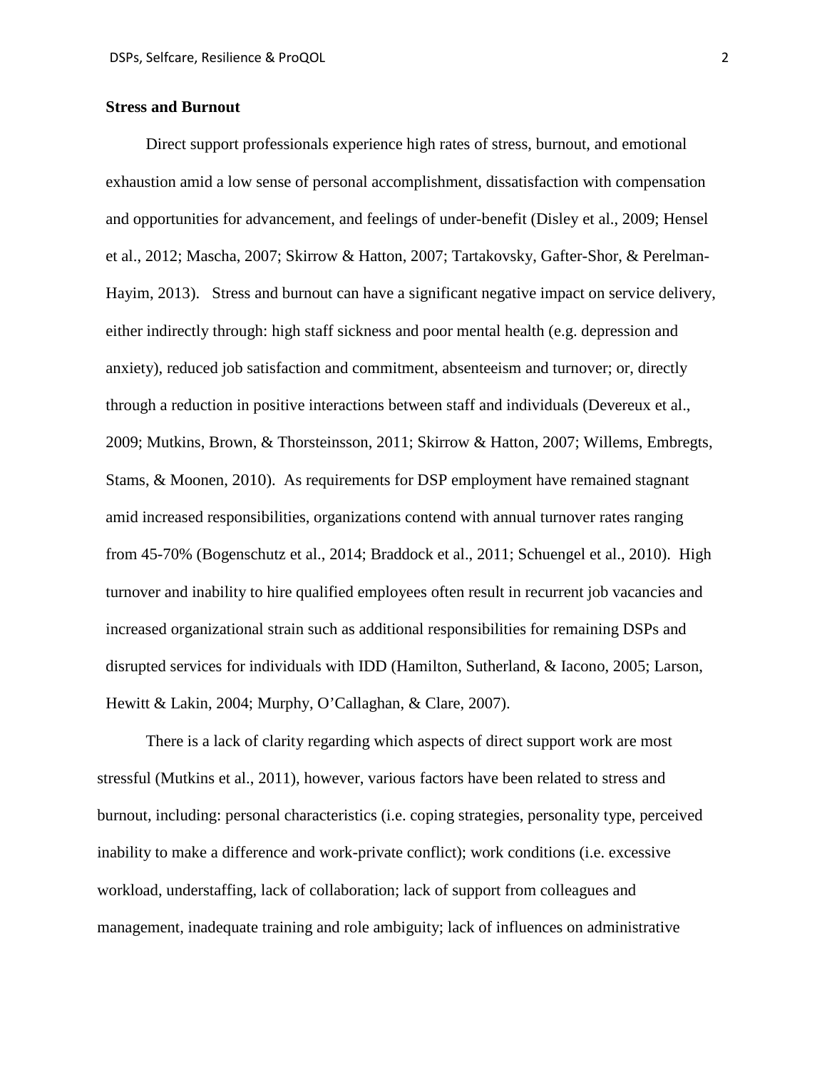**Stress and Burnout**

Direct support professionals experience high rates of stress, burnout, and emotional exhaustion amid a low sense of personal accomplishment, dissatisfaction with compensation and opportunities for advancement, and feelings of under-benefit (Disley et al., 2009; Hensel et al., 2012; Mascha, 2007; Skirrow & Hatton, 2007; Tartakovsky, Gafter-Shor, & Perelman-Hayim, 2013). Stress and burnout can have a significant negative impact on service delivery, either indirectly through: high staff sickness and poor mental health (e.g. depression and anxiety), reduced job satisfaction and commitment, absenteeism and turnover; or, directly through a reduction in positive interactions between staff and individuals (Devereux et al., 2009; Mutkins, Brown, & Thorsteinsson, 2011; Skirrow & Hatton, 2007; Willems, Embregts, Stams, & Moonen, 2010). As requirements for DSP employment have remained stagnant amid increased responsibilities, organizations contend with annual turnover rates ranging from 45-70% (Bogenschutz et al., 2014; Braddock et al., 2011; Schuengel et al., 2010). High turnover and inability to hire qualified employees often result in recurrent job vacancies and increased organizational strain such as additional responsibilities for remaining DSPs and disrupted services for individuals with IDD (Hamilton, Sutherland, & Iacono, 2005; Larson, Hewitt & Lakin, 2004; Murphy, O'Callaghan, & Clare, 2007).

There is a lack of clarity regarding which aspects of direct support work are most stressful (Mutkins et al., 2011), however, various factors have been related to stress and burnout, including: personal characteristics (i.e. coping strategies, personality type, perceived inability to make a difference and work-private conflict); work conditions (i.e. excessive workload, understaffing, lack of collaboration; lack of support from colleagues and management, inadequate training and role ambiguity; lack of influences on administrative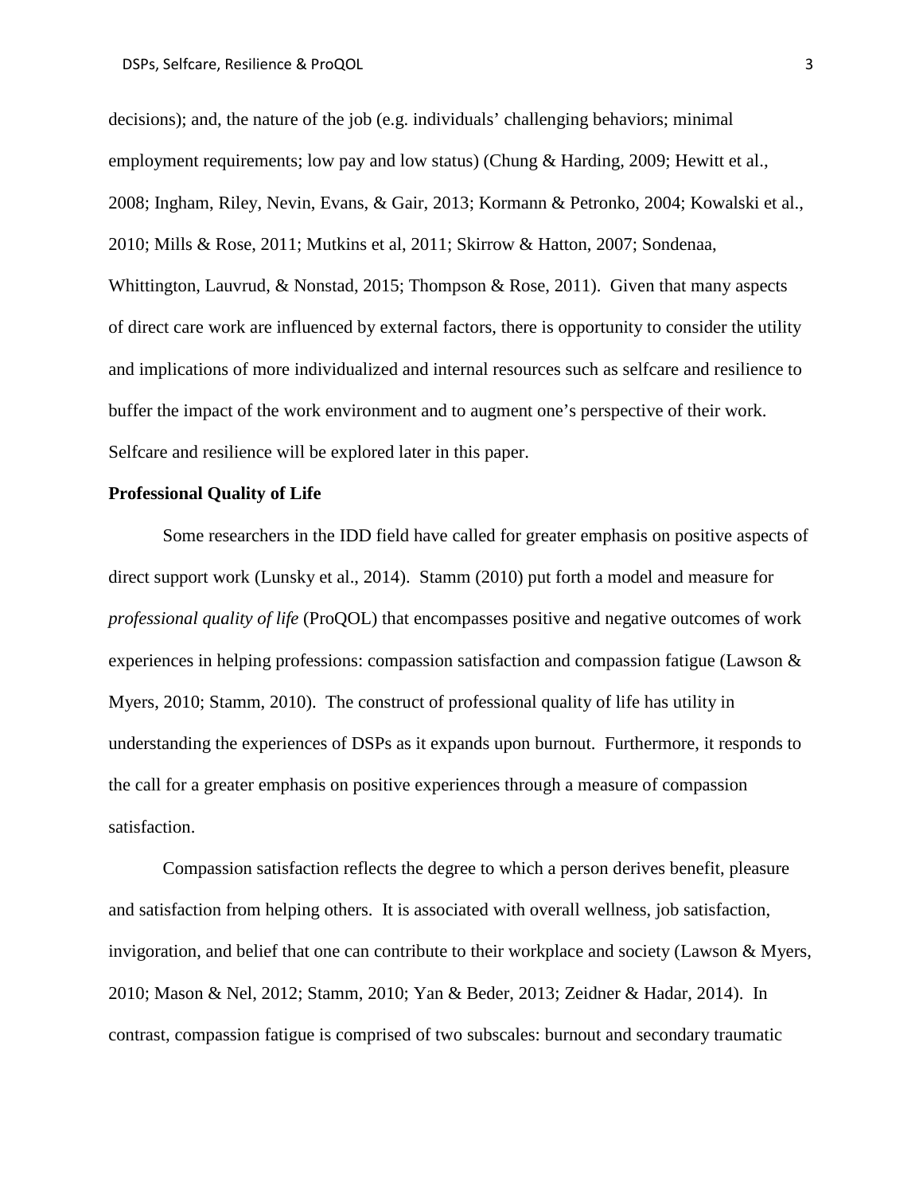decisions); and, the nature of the job (e.g. individuals' challenging behaviors; minimal employment requirements; low pay and low status) (Chung & Harding, 2009; Hewitt et al., 2008; Ingham, Riley, Nevin, Evans, & Gair, 2013; Kormann & Petronko, 2004; Kowalski et al., 2010; Mills & Rose, 2011; Mutkins et al, 2011; Skirrow & Hatton, 2007; Sondenaa, Whittington, Lauvrud, & Nonstad, 2015; Thompson & Rose, 2011). Given that many aspects of direct care work are influenced by external factors, there is opportunity to consider the utility and implications of more individualized and internal resources such as selfcare and resilience to buffer the impact of the work environment and to augment one's perspective of their work. Selfcare and resilience will be explored later in this paper.

**Professional Quality of Life**

Some researchers in the IDD field have called for greater emphasis on positive aspects of direct support work (Lunsky et al., 2014). Stamm (2010) put forth a model and measure for *professional quality of life* (ProQOL) that encompasses positive and negative outcomes of work experiences in helping professions: compassion satisfaction and compassion fatigue (Lawson & Myers, 2010; Stamm, 2010). The construct of professional quality of life has utility in understanding the experiences of DSPs as it expands upon burnout. Furthermore, it responds to the call for a greater emphasis on positive experiences through a measure of compassion satisfaction.

Compassion satisfaction reflects the degree to which a person derives benefit, pleasure and satisfaction from helping others. It is associated with overall wellness, job satisfaction, invigoration, and belief that one can contribute to their workplace and society (Lawson & Myers, 2010; Mason & Nel, 2012; Stamm, 2010; Yan & Beder, 2013; Zeidner & Hadar, 2014). In contrast, compassion fatigue is comprised of two subscales: burnout and secondary traumatic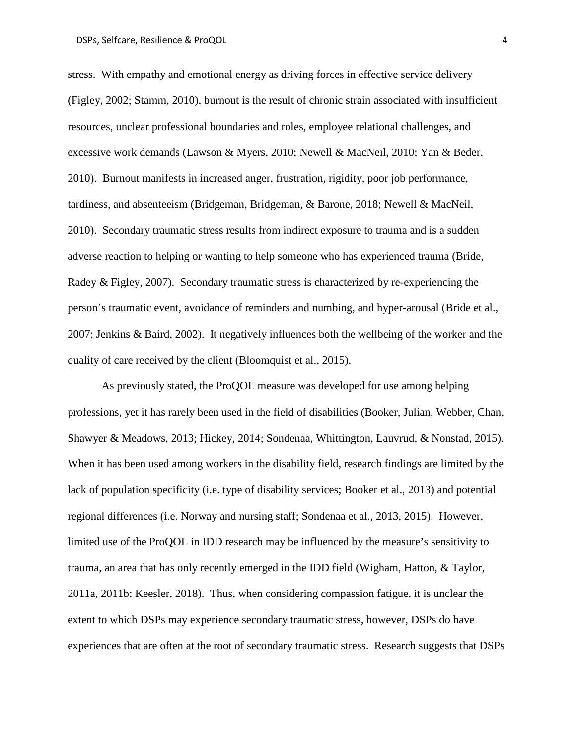stress. With empathy and emotional energy as driving forces in effective service delivery (Figley, 2002; Stamm, 2010), burnout is the result of chronic strain associated with insufficient resources, unclear professional boundaries and roles, employee relational challenges, and excessive work demands (Lawson & Myers, 2010; Newell & MacNeil, 2010; Yan & Beder, 2010). Burnout manifests in increased anger, frustration, rigidity, poor job performance, tardiness, and absenteeism (Bridgeman, Bridgeman, & Barone, 2018; Newell & MacNeil, 2010). Secondary traumatic stress results from indirect exposure to trauma and is a sudden adverse reaction to helping or wanting to help someone who has experienced trauma (Bride, Radey & Figley, 2007). Secondary traumatic stress is characterized by re-experiencing the person's traumatic event, avoidance of reminders and numbing, and hyper-arousal (Bride et al., 2007; Jenkins & Baird, 2002). It negatively influences both the wellbeing of the worker and the quality of care received by the client (Bloomquist et al., 2015).

As previously stated, the ProQOL measure was developed for use among helping professions, yet it has rarely been used in the field of disabilities (Booker, Julian, Webber, Chan, Shawyer & Meadows, 2013; Hickey, 2014; Sondenaa, Whittington, Lauvrud, & Nonstad, 2015). When it has been used among workers in the disability field, research findings are limited by the lack of population specificity (i.e. type of disability services; Booker et al., 2013) and potential regional differences (i.e. Norway and nursing staff; Sondenaa et al., 2013, 2015). However, limited use of the ProQOL in IDD research may be influenced by the measure's sensitivity to trauma, an area that has only recently emerged in the IDD field (Wigham, Hatton, & Taylor, 2011a, 2011b; Keesler, 2018). Thus, when considering compassion fatigue, it is unclear the extent to which DSPs may experience secondary traumatic stress, however, DSPs do have experiences that are often at the root of secondary traumatic stress. Research suggests that DSPs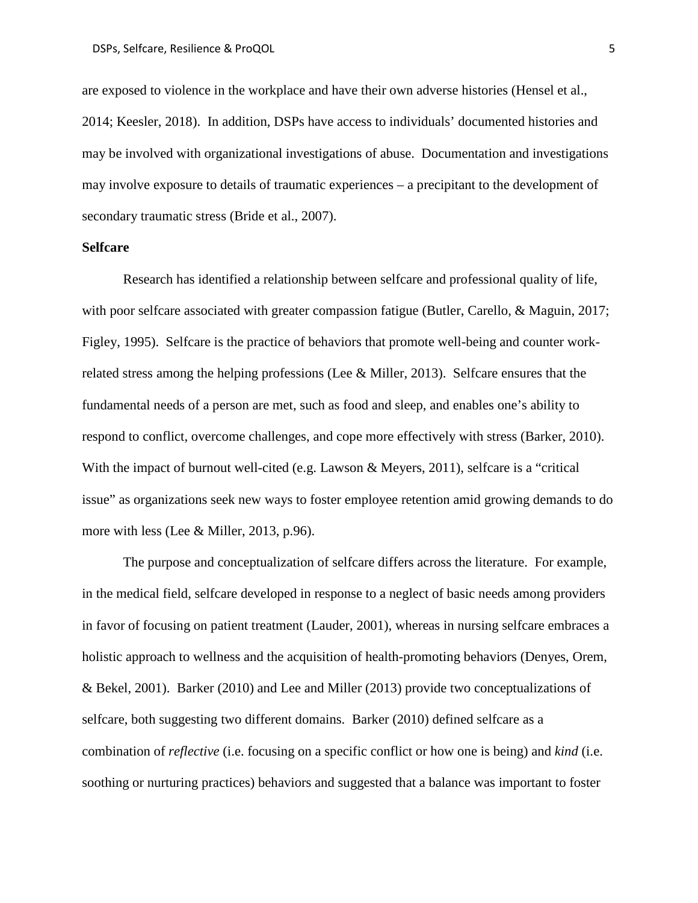are exposed to violence in the workplace and have their own adverse histories (Hensel et al., 2014; Keesler, 2018). In addition, DSPs have access to individuals' documented histories and may be involved with organizational investigations of abuse. Documentation and investigations may involve exposure to details of traumatic experiences – a precipitant to the development of secondary traumatic stress (Bride et al., 2007).

**Selfcare**

Research has identified a relationship between selfcare and professional quality of life, with poor selfcare associated with greater compassion fatigue (Butler, Carello, & Maguin, 2017; Figley, 1995). Selfcare is the practice of behaviors that promote well-being and counter work-related stress among the helping professions (Lee & Miller, 2013). Selfcare ensures that the fundamental needs of a person are met, such as food and sleep, and enables one's ability to respond to conflict, overcome challenges, and cope more effectively with stress (Barker, 2010). With the impact of burnout well-cited (e.g. Lawson & Meyers, 2011), selfcare is a "critical issue" as organizations seek new ways to foster employee retention amid growing demands to do more with less (Lee & Miller, 2013, p.96).

The purpose and conceptualization of selfcare differs across the literature. For example, in the medical field, selfcare developed in response to a neglect of basic needs among providers in favor of focusing on patient treatment (Lauder, 2001), whereas in nursing selfcare embraces a holistic approach to wellness and the acquisition of health-promoting behaviors (Denyes, Orem, & Bekel, 2001). Barker (2010) and Lee and Miller (2013) provide two conceptualizations of selfcare, both suggesting two different domains. Barker (2010) defined selfcare as a combination of *reflective* (i.e. focusing on a specific conflict or how one is being) and *kind* (i.e. soothing or nurturing practices) behaviors and suggested that a balance was important to foster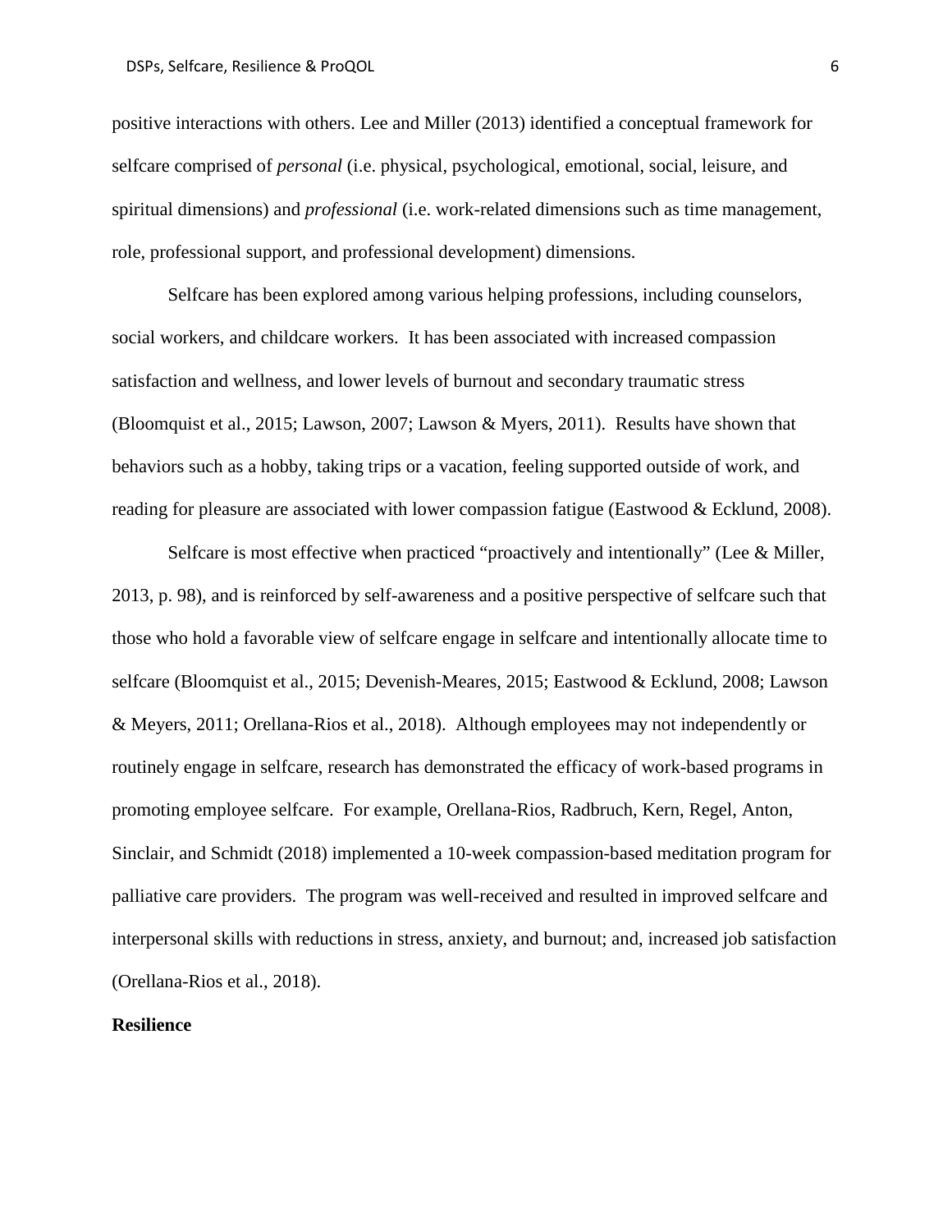positive interactions with others. Lee and Miller (2013) identified a conceptual framework for selfcare comprised of *personal* (i.e. physical, psychological, emotional, social, leisure, and spiritual dimensions) and *professional* (i.e. work-related dimensions such as time management, role, professional support, and professional development) dimensions.

Selfcare has been explored among various helping professions, including counselors, social workers, and childcare workers. It has been associated with increased compassion satisfaction and wellness, and lower levels of burnout and secondary traumatic stress (Bloomquist et al., 2015; Lawson, 2007; Lawson & Myers, 2011). Results have shown that behaviors such as a hobby, taking trips or a vacation, feeling supported outside of work, and reading for pleasure are associated with lower compassion fatigue (Eastwood & Ecklund, 2008).

Selfcare is most effective when practiced "proactively and intentionally" (Lee & Miller, 2013, p. 98), and is reinforced by self-awareness and a positive perspective of selfcare such that those who hold a favorable view of selfcare engage in selfcare and intentionally allocate time to selfcare (Bloomquist et al., 2015; Devenish-Meares, 2015; Eastwood & Ecklund, 2008; Lawson & Meyers, 2011; Orellana-Rios et al., 2018). Although employees may not independently or routinely engage in selfcare, research has demonstrated the efficacy of work-based programs in promoting employee selfcare. For example, Orellana-Rios, Radbruch, Kern, Regel, Anton, Sinclair, and Schmidt (2018) implemented a 10-week compassion-based meditation program for palliative care providers. The program was well-received and resulted in improved selfcare and interpersonal skills with reductions in stress, anxiety, and burnout; and, increased job satisfaction (Orellana-Rios et al., 2018).

## Resilience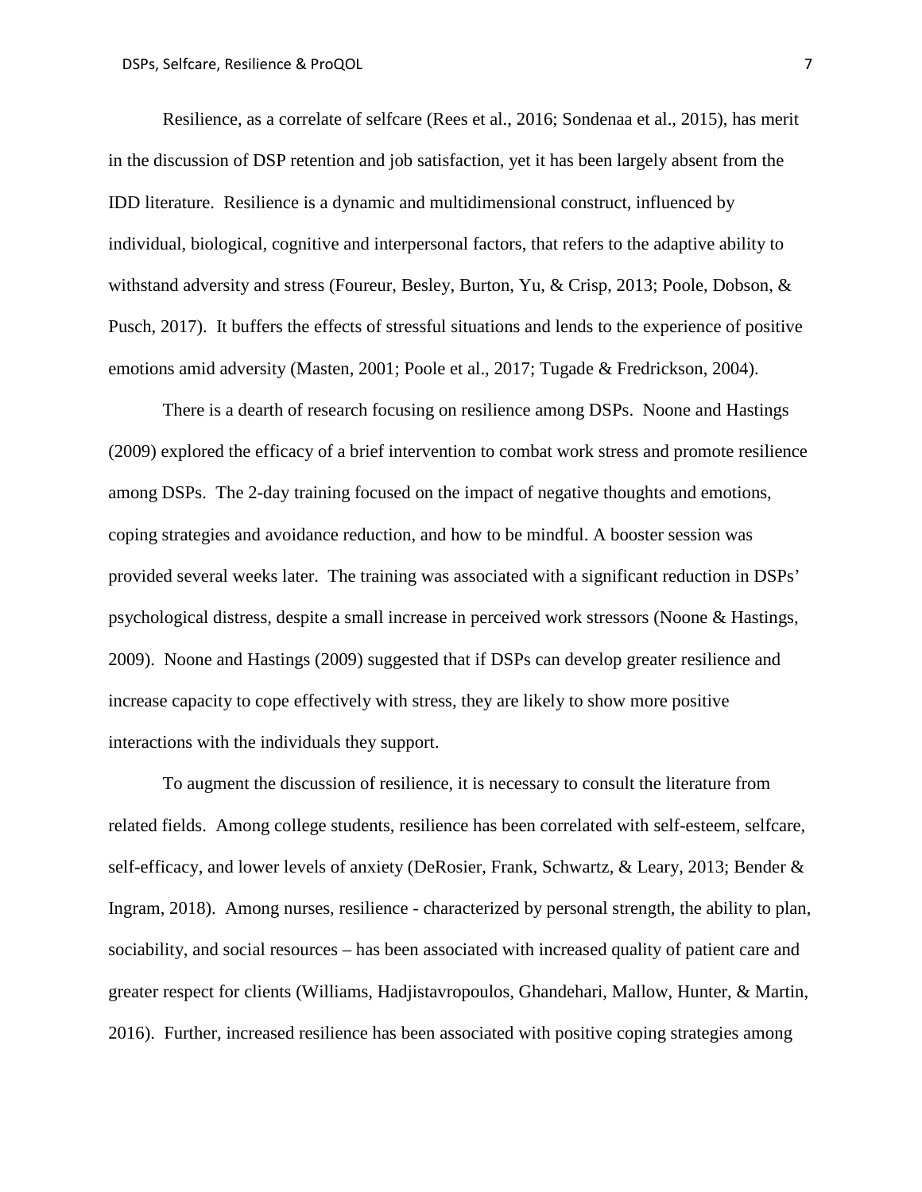Resilience, as a correlate of selfcare (Rees et al., 2016; Sondenaa et al., 2015), has merit in the discussion of DSP retention and job satisfaction, yet it has been largely absent from the IDD literature. Resilience is a dynamic and multidimensional construct, influenced by individual, biological, cognitive and interpersonal factors, that refers to the adaptive ability to withstand adversity and stress (Foureur, Besley, Burton, Yu, & Crisp, 2013; Poole, Dobson, & Pusch, 2017). It buffers the effects of stressful situations and lends to the experience of positive emotions amid adversity (Masten, 2001; Poole et al., 2017; Tugade & Fredrickson, 2004).

There is a dearth of research focusing on resilience among DSPs. Noone and Hastings (2009) explored the efficacy of a brief intervention to combat work stress and promote resilience among DSPs. The 2-day training focused on the impact of negative thoughts and emotions, coping strategies and avoidance reduction, and how to be mindful. A booster session was provided several weeks later. The training was associated with a significant reduction in DSPs' psychological distress, despite a small increase in perceived work stressors (Noone & Hastings, 2009). Noone and Hastings (2009) suggested that if DSPs can develop greater resilience and increase capacity to cope effectively with stress, they are likely to show more positive interactions with the individuals they support.

To augment the discussion of resilience, it is necessary to consult the literature from related fields. Among college students, resilience has been correlated with self-esteem, selfcare, self-efficacy, and lower levels of anxiety (DeRosier, Frank, Schwartz, & Leary, 2013; Bender & Ingram, 2018). Among nurses, resilience - characterized by personal strength, the ability to plan, sociability, and social resources – has been associated with increased quality of patient care and greater respect for clients (Williams, Hadjistavropoulos, Ghandehari, Mallow, Hunter, & Martin, 2016). Further, increased resilience has been associated with positive coping strategies among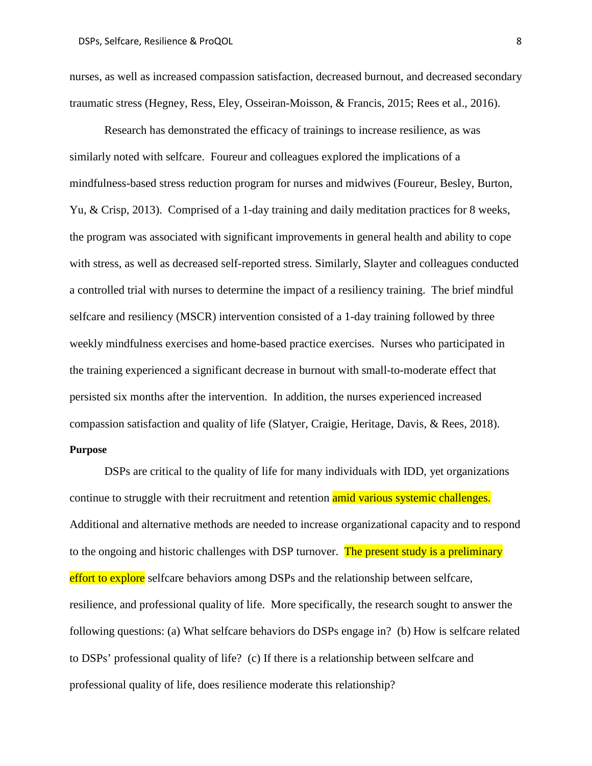nurses, as well as increased compassion satisfaction, decreased burnout, and decreased secondary traumatic stress (Hegney, Ress, Eley, Osseiran-Moisson, & Francis, 2015; Rees et al., 2016).

Research has demonstrated the efficacy of trainings to increase resilience, as was similarly noted with selfcare. Foureur and colleagues explored the implications of a mindfulness-based stress reduction program for nurses and midwives (Foureur, Besley, Burton, Yu, & Crisp, 2013). Comprised of a 1-day training and daily meditation practices for 8 weeks, the program was associated with significant improvements in general health and ability to cope with stress, as well as decreased self-reported stress. Similarly, Slayter and colleagues conducted a controlled trial with nurses to determine the impact of a resiliency training. The brief mindful selfcare and resiliency (MSCR) intervention consisted of a 1-day training followed by three weekly mindfulness exercises and home-based practice exercises. Nurses who participated in the training experienced a significant decrease in burnout with small-to-moderate effect that persisted six months after the intervention. In addition, the nurses experienced increased compassion satisfaction and quality of life (Slatyer, Craigie, Heritage, Davis, & Rees, 2018).

**Purpose**

DSPs are critical to the quality of life for many individuals with IDD, yet organizations continue to struggle with their recruitment and retention amid various systemic challenges. Additional and alternative methods are needed to increase organizational capacity and to respond to the ongoing and historic challenges with DSP turnover. The present study is a preliminary effort to explore selfcare behaviors among DSPs and the relationship between selfcare, resilience, and professional quality of life. More specifically, the research sought to answer the following questions: (a) What selfcare behaviors do DSPs engage in? (b) How is selfcare related to DSPs' professional quality of life? (c) If there is a relationship between selfcare and professional quality of life, does resilience moderate this relationship?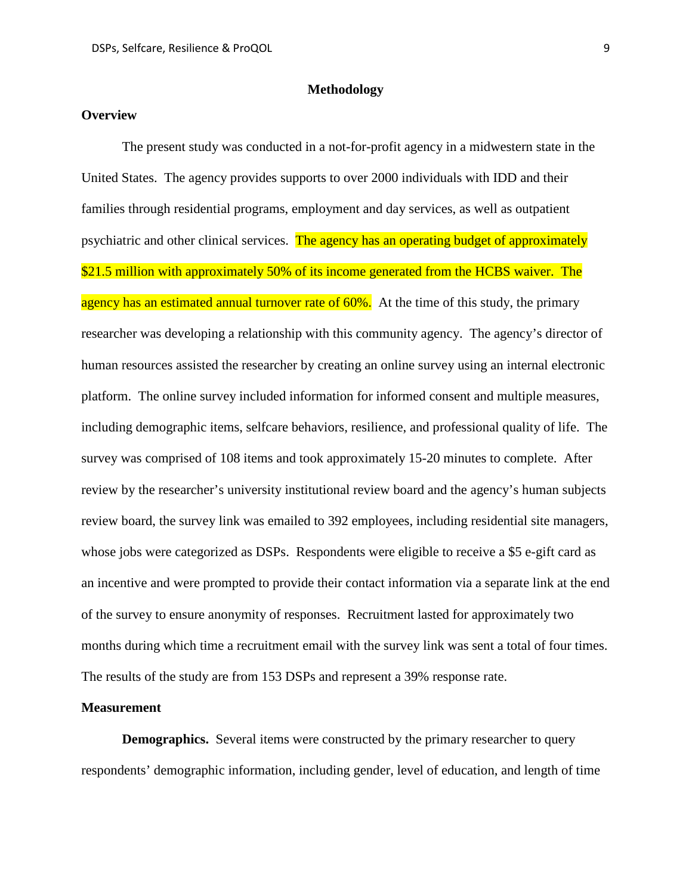# Methodology

## Overview

The present study was conducted in a not-for-profit agency in a midwestern state in the United States. The agency provides supports to over 2000 individuals with IDD and their families through residential programs, employment and day services, as well as outpatient psychiatric and other clinical services. The agency has an operating budget of approximately $21.5 million with approximately 50% of its income generated from the HCBS waiver. The agency has an estimated annual turnover rate of 60%. At the time of this study, the primary researcher was developing a relationship with this community agency. The agency's director of human resources assisted the researcher by creating an online survey using an internal electronic platform. The online survey included information for informed consent and multiple measures, including demographic items, selfcare behaviors, resilience, and professional quality of life. The survey was comprised of 108 items and took approximately 15-20 minutes to complete. After review by the researcher's university institutional review board and the agency's human subjects review board, the survey link was emailed to 392 employees, including residential site managers, whose jobs were categorized as DSPs. Respondents were eligible to receive a $5 e-gift card as an incentive and were prompted to provide their contact information via a separate link at the end of the survey to ensure anonymity of responses. Recruitment lasted for approximately two months during which time a recruitment email with the survey link was sent a total of four times. The results of the study are from 153 DSPs and represent a 39% response rate.

## Measurement

**Demographics.** Several items were constructed by the primary researcher to query respondents' demographic information, including gender, level of education, and length of time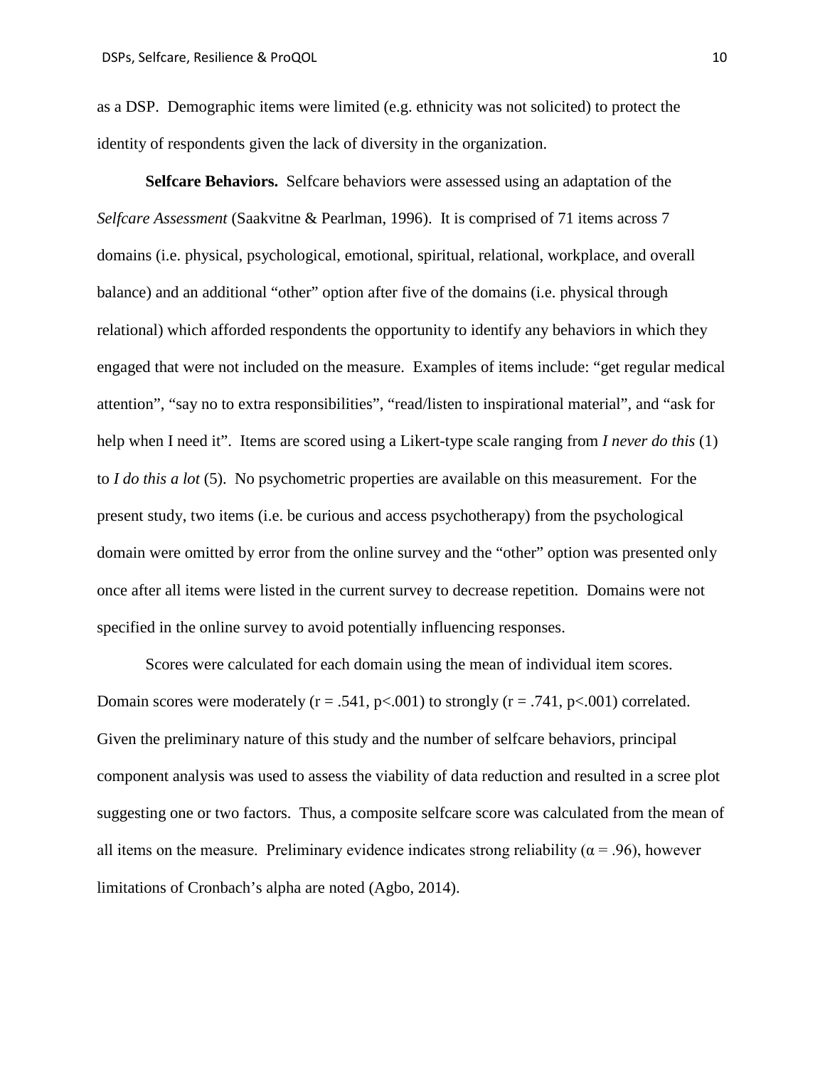as a DSP. Demographic items were limited (e.g. ethnicity was not solicited) to protect the identity of respondents given the lack of diversity in the organization.

**Selfcare Behaviors.** Selfcare behaviors were assessed using an adaptation of the *Selfcare Assessment* (Saakvitne & Pearlman, 1996). It is comprised of 71 items across 7 domains (i.e. physical, psychological, emotional, spiritual, relational, workplace, and overall balance) and an additional "other" option after five of the domains (i.e. physical through relational) which afforded respondents the opportunity to identify any behaviors in which they engaged that were not included on the measure. Examples of items include: "get regular medical attention", "say no to extra responsibilities", "read/listen to inspirational material", and "ask for help when I need it". Items are scored using a Likert-type scale ranging from *I never do this* (1) to *I do this a lot* (5). No psychometric properties are available on this measurement. For the present study, two items (i.e. be curious and access psychotherapy) from the psychological domain were omitted by error from the online survey and the "other" option was presented only once after all items were listed in the current survey to decrease repetition. Domains were not specified in the online survey to avoid potentially influencing responses.

Scores were calculated for each domain using the mean of individual item scores. Domain scores were moderately ($r = .541$, $p<.001$) to strongly ($r = .741$, $p<.001$) correlated. Given the preliminary nature of this study and the number of selfcare behaviors, principal component analysis was used to assess the viability of data reduction and resulted in a scree plot suggesting one or two factors. Thus, a composite selfcare score was calculated from the mean of all items on the measure. Preliminary evidence indicates strong reliability ($\alpha = .96$), however limitations of Cronbach's alpha are noted (Agbo, 2014).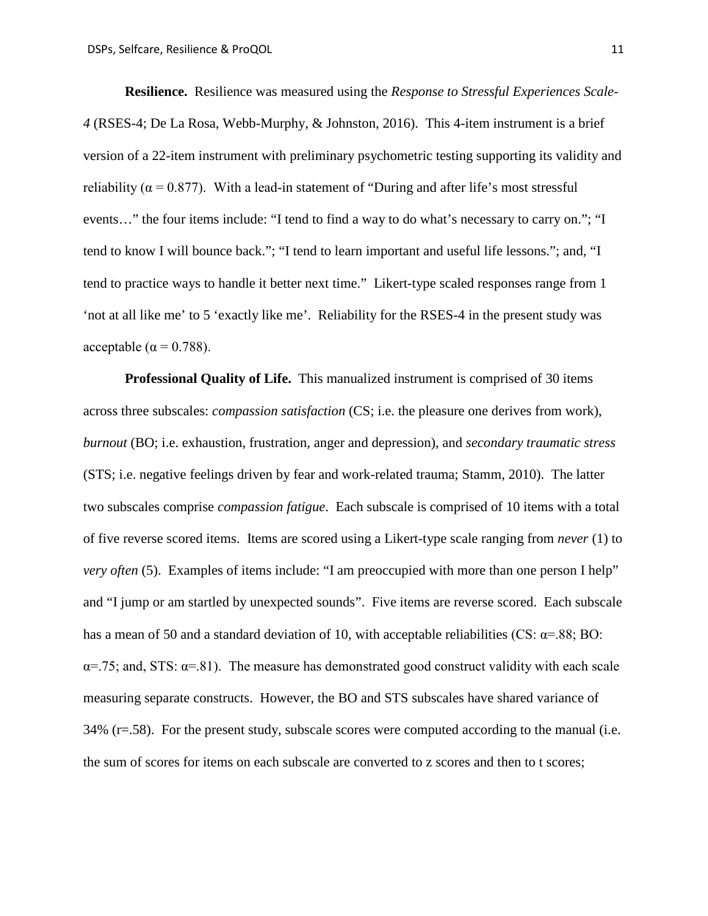**Resilience.** Resilience was measured using the *Response to Stressful Experiences Scale-4* (RSES-4; De La Rosa, Webb-Murphy, & Johnston, 2016). This 4-item instrument is a brief version of a 22-item instrument with preliminary psychometric testing supporting its validity and reliability ($\alpha = 0.877$). With a lead-in statement of "During and after life's most stressful events…" the four items include: "I tend to find a way to do what's necessary to carry on."; "I tend to know I will bounce back."; "I tend to learn important and useful life lessons."; and, "I tend to practice ways to handle it better next time." Likert-type scaled responses range from 1 'not at all like me' to 5 'exactly like me'. Reliability for the RSES-4 in the present study was acceptable ($\alpha = 0.788$).

**Professional Quality of Life.** This manualized instrument is comprised of 30 items across three subscales: *compassion satisfaction* (CS; i.e. the pleasure one derives from work), *burnout* (BO; i.e. exhaustion, frustration, anger and depression), and *secondary traumatic stress* (STS; i.e. negative feelings driven by fear and work-related trauma; Stamm, 2010). The latter two subscales comprise *compassion fatigue*. Each subscale is comprised of 10 items with a total of five reverse scored items. Items are scored using a Likert-type scale ranging from *never* (1) to *very often* (5). Examples of items include: "I am preoccupied with more than one person I help" and "I jump or am startled by unexpected sounds". Five items are reverse scored. Each subscale has a mean of 50 and a standard deviation of 10, with acceptable reliabilities (CS: $\alpha$=.88; BO: $\alpha$=.75; and, STS: $\alpha$=.81). The measure has demonstrated good construct validity with each scale measuring separate constructs. However, the BO and STS subscales have shared variance of 34% ($r$=.58). For the present study, subscale scores were computed according to the manual (i.e. the sum of scores for items on each subscale are converted to z scores and then to t scores;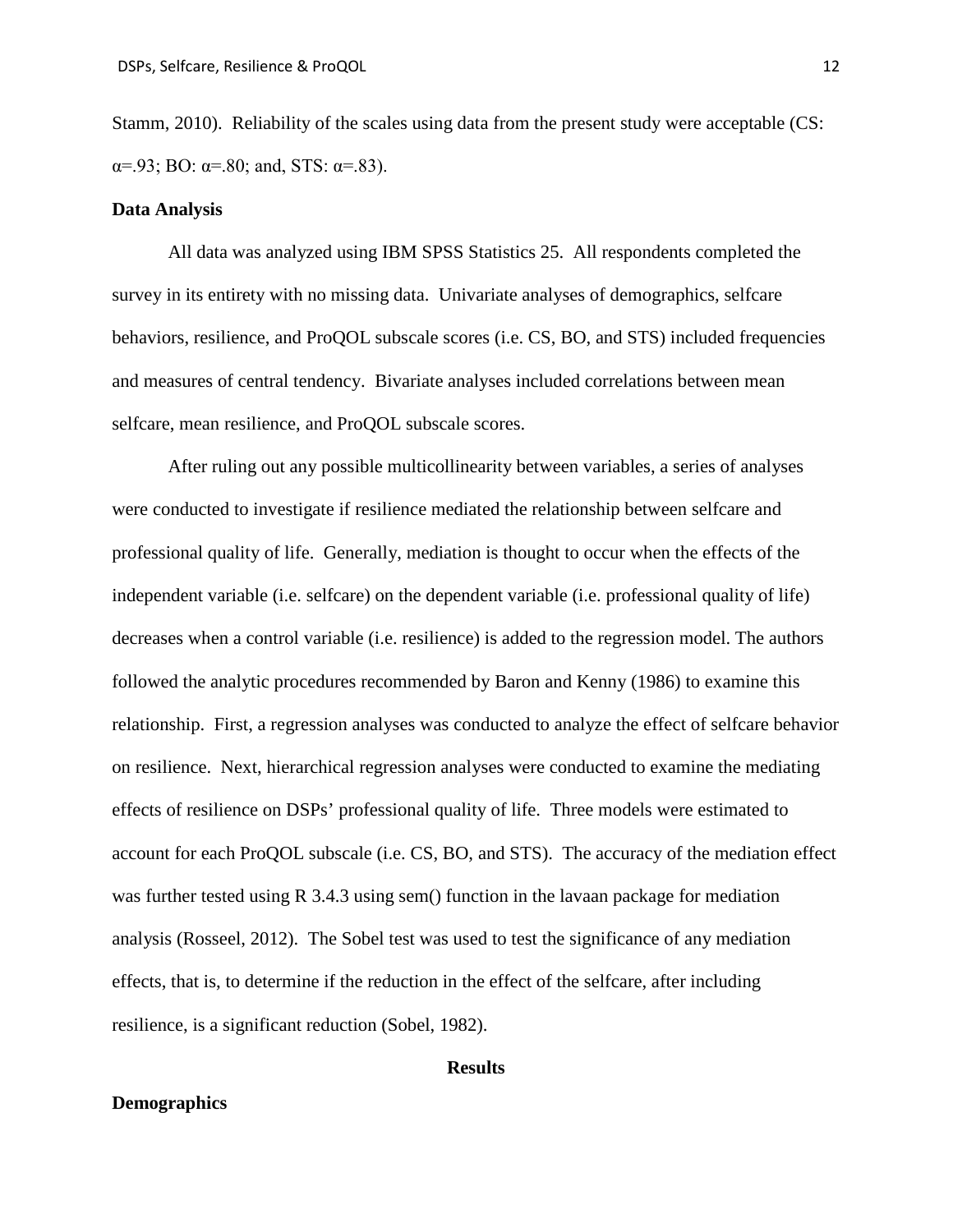Stamm, 2010). Reliability of the scales using data from the present study were acceptable (CS: $\alpha$=.93; BO: $\alpha$=.80; and, STS: $\alpha$=.83).

**Data Analysis**

All data was analyzed using IBM SPSS Statistics 25. All respondents completed the survey in its entirety with no missing data. Univariate analyses of demographics, selfcare behaviors, resilience, and ProQOL subscale scores (i.e. CS, BO, and STS) included frequencies and measures of central tendency. Bivariate analyses included correlations between mean selfcare, mean resilience, and ProQOL subscale scores.

After ruling out any possible multicollinearity between variables, a series of analyses were conducted to investigate if resilience mediated the relationship between selfcare and professional quality of life. Generally, mediation is thought to occur when the effects of the independent variable (i.e. selfcare) on the dependent variable (i.e. professional quality of life) decreases when a control variable (i.e. resilience) is added to the regression model. The authors followed the analytic procedures recommended by Baron and Kenny (1986) to examine this relationship. First, a regression analyses was conducted to analyze the effect of selfcare behavior on resilience. Next, hierarchical regression analyses were conducted to examine the mediating effects of resilience on DSPs' professional quality of life. Three models were estimated to account for each ProQOL subscale (i.e. CS, BO, and STS). The accuracy of the mediation effect was further tested using R 3.4.3 using sem() function in the lavaan package for mediation analysis (Rosseel, 2012). The Sobel test was used to test the significance of any mediation effects, that is, to determine if the reduction in the effect of the selfcare, after including resilience, is a significant reduction (Sobel, 1982).

## Results

**Demographics**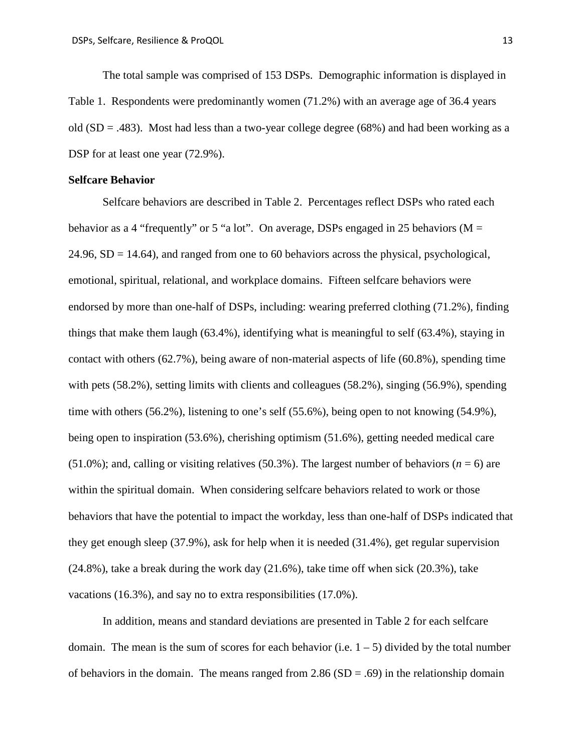The total sample was comprised of 153 DSPs. Demographic information is displayed in Table 1. Respondents were predominantly women (71.2%) with an average age of 36.4 years old (SD = .483). Most had less than a two-year college degree (68%) and had been working as a DSP for at least one year (72.9%).

**Selfcare Behavior**

Selfcare behaviors are described in Table 2. Percentages reflect DSPs who rated each behavior as a 4 "frequently" or 5 "a lot". On average, DSPs engaged in 25 behaviors (M = 24.96, SD = 14.64), and ranged from one to 60 behaviors across the physical, psychological, emotional, spiritual, relational, and workplace domains. Fifteen selfcare behaviors were endorsed by more than one-half of DSPs, including: wearing preferred clothing (71.2%), finding things that make them laugh (63.4%), identifying what is meaningful to self (63.4%), staying in contact with others (62.7%), being aware of non-material aspects of life (60.8%), spending time with pets (58.2%), setting limits with clients and colleagues (58.2%), singing (56.9%), spending time with others (56.2%), listening to one's self (55.6%), being open to not knowing (54.9%), being open to inspiration (53.6%), cherishing optimism (51.6%), getting needed medical care (51.0%); and, calling or visiting relatives (50.3%). The largest number of behaviors (*n* = 6) are within the spiritual domain. When considering selfcare behaviors related to work or those behaviors that have the potential to impact the workday, less than one-half of DSPs indicated that they get enough sleep (37.9%), ask for help when it is needed (31.4%), get regular supervision (24.8%), take a break during the work day (21.6%), take time off when sick (20.3%), take vacations (16.3%), and say no to extra responsibilities (17.0%).

In addition, means and standard deviations are presented in Table 2 for each selfcare domain. The mean is the sum of scores for each behavior (i.e. 1 – 5) divided by the total number of behaviors in the domain. The means ranged from 2.86 (SD = .69) in the relationship domain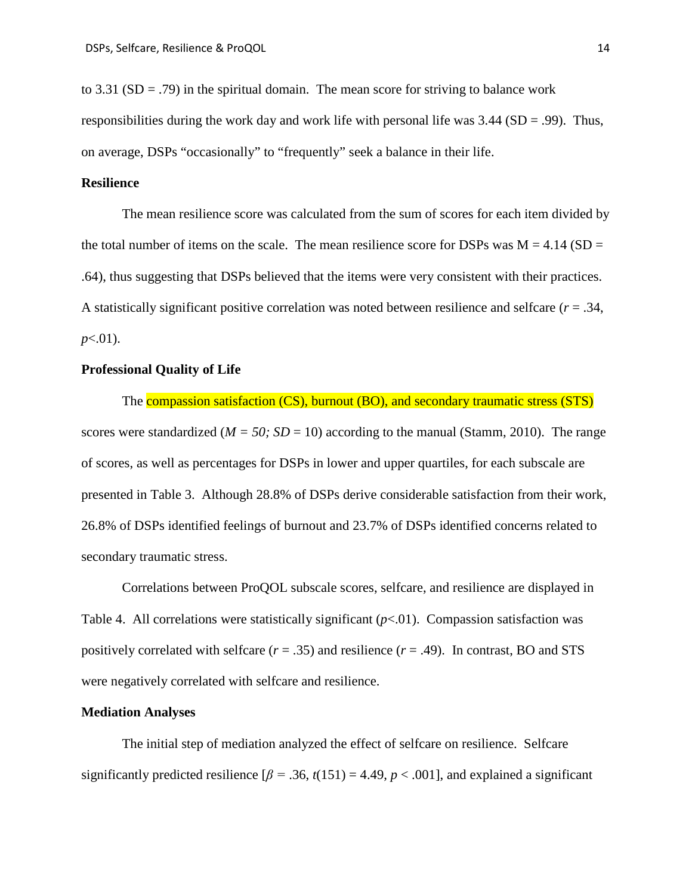to 3.31 (SD = .79) in the spiritual domain. The mean score for striving to balance work responsibilities during the work day and work life with personal life was 3.44 (SD = .99). Thus, on average, DSPs "occasionally" to "frequently" seek a balance in their life.

**Resilience**

The mean resilience score was calculated from the sum of scores for each item divided by the total number of items on the scale. The mean resilience score for DSPs was M = 4.14 (SD = .64), thus suggesting that DSPs believed that the items were very consistent with their practices. A statistically significant positive correlation was noted between resilience and selfcare ($r = .34$, $p<.01$).

**Professional Quality of Life**

The compassion satisfaction (CS), burnout (BO), and secondary traumatic stress (STS) scores were standardized ($M = 50; SD = 10$) according to the manual (Stamm, 2010). The range of scores, as well as percentages for DSPs in lower and upper quartiles, for each subscale are presented in Table 3. Although 28.8% of DSPs derive considerable satisfaction from their work, 26.8% of DSPs identified feelings of burnout and 23.7% of DSPs identified concerns related to secondary traumatic stress.

Correlations between ProQOL subscale scores, selfcare, and resilience are displayed in Table 4. All correlations were statistically significant ($p<.01$). Compassion satisfaction was positively correlated with selfcare ($r = .35$) and resilience ($r = .49$). In contrast, BO and STS were negatively correlated with selfcare and resilience.

**Mediation Analyses**

The initial step of mediation analyzed the effect of selfcare on resilience. Selfcare significantly predicted resilience [$\beta = .36$, $t(151) = 4.49$, $p < .001$], and explained a significant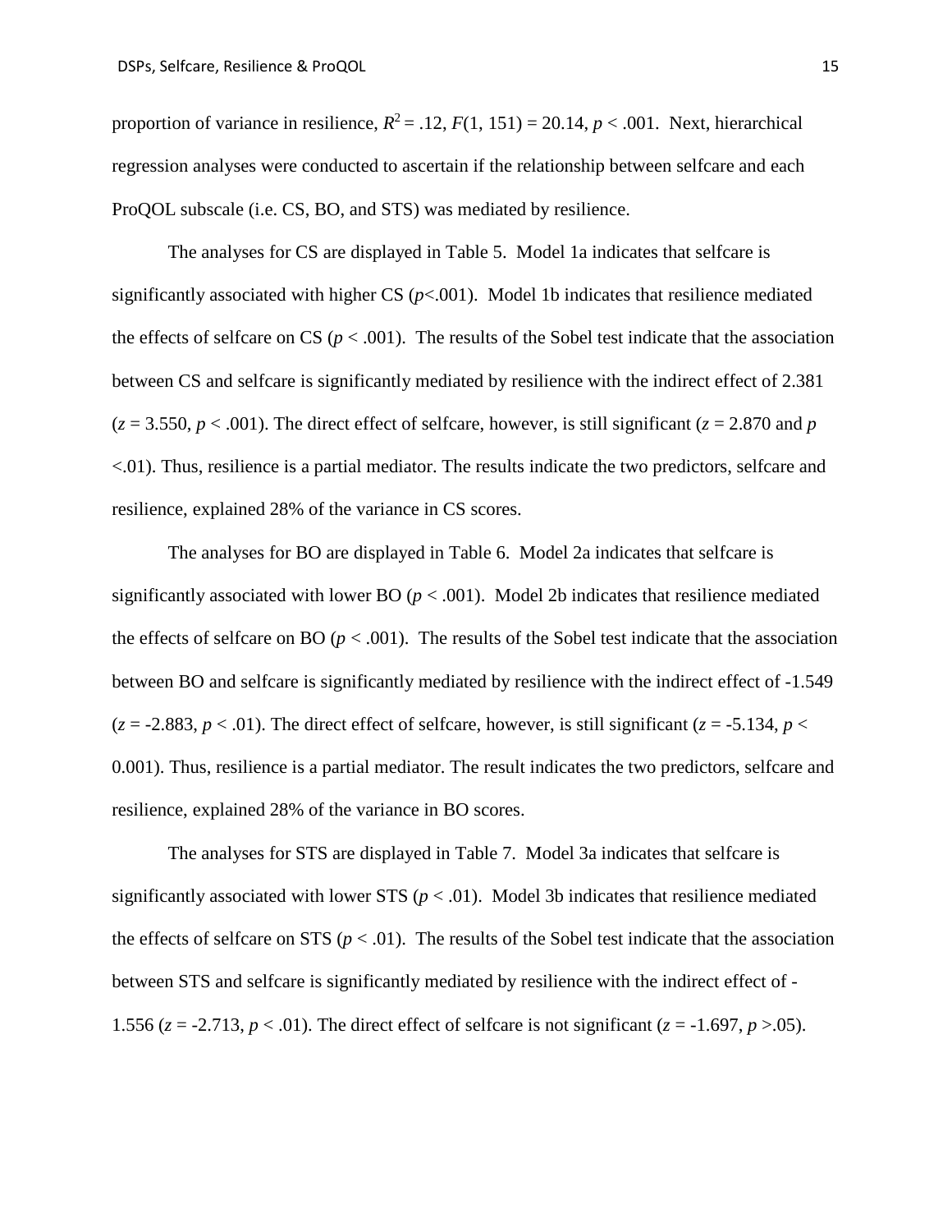proportion of variance in resilience, $R^2 = .12$, $F(1, 151) = 20.14$, $p < .001$. Next, hierarchical regression analyses were conducted to ascertain if the relationship between selfcare and each ProQOL subscale (i.e. CS, BO, and STS) was mediated by resilience.

The analyses for CS are displayed in Table 5. Model 1a indicates that selfcare is significantly associated with higher CS ($p<.001$). Model 1b indicates that resilience mediated the effects of selfcare on CS ($p < .001$). The results of the Sobel test indicate that the association between CS and selfcare is significantly mediated by resilience with the indirect effect of 2.381 ($z = 3.550$, $p < .001$). The direct effect of selfcare, however, is still significant ($z = 2.870$ and $p <.01$). Thus, resilience is a partial mediator. The results indicate the two predictors, selfcare and resilience, explained 28% of the variance in CS scores.

The analyses for BO are displayed in Table 6. Model 2a indicates that selfcare is significantly associated with lower BO ($p < .001$). Model 2b indicates that resilience mediated the effects of selfcare on BO ($p < .001$). The results of the Sobel test indicate that the association between BO and selfcare is significantly mediated by resilience with the indirect effect of -1.549 ($z = -2.883$, $p < .01$). The direct effect of selfcare, however, is still significant ($z = -5.134$, $p < 0.001$). Thus, resilience is a partial mediator. The result indicates the two predictors, selfcare and resilience, explained 28% of the variance in BO scores.

The analyses for STS are displayed in Table 7. Model 3a indicates that selfcare is significantly associated with lower STS ($p < .01$). Model 3b indicates that resilience mediated the effects of selfcare on STS ($p < .01$). The results of the Sobel test indicate that the association between STS and selfcare is significantly mediated by resilience with the indirect effect of -1.556 ($z = -2.713$, $p < .01$). The direct effect of selfcare is not significant ($z = -1.697$, $p >.05$).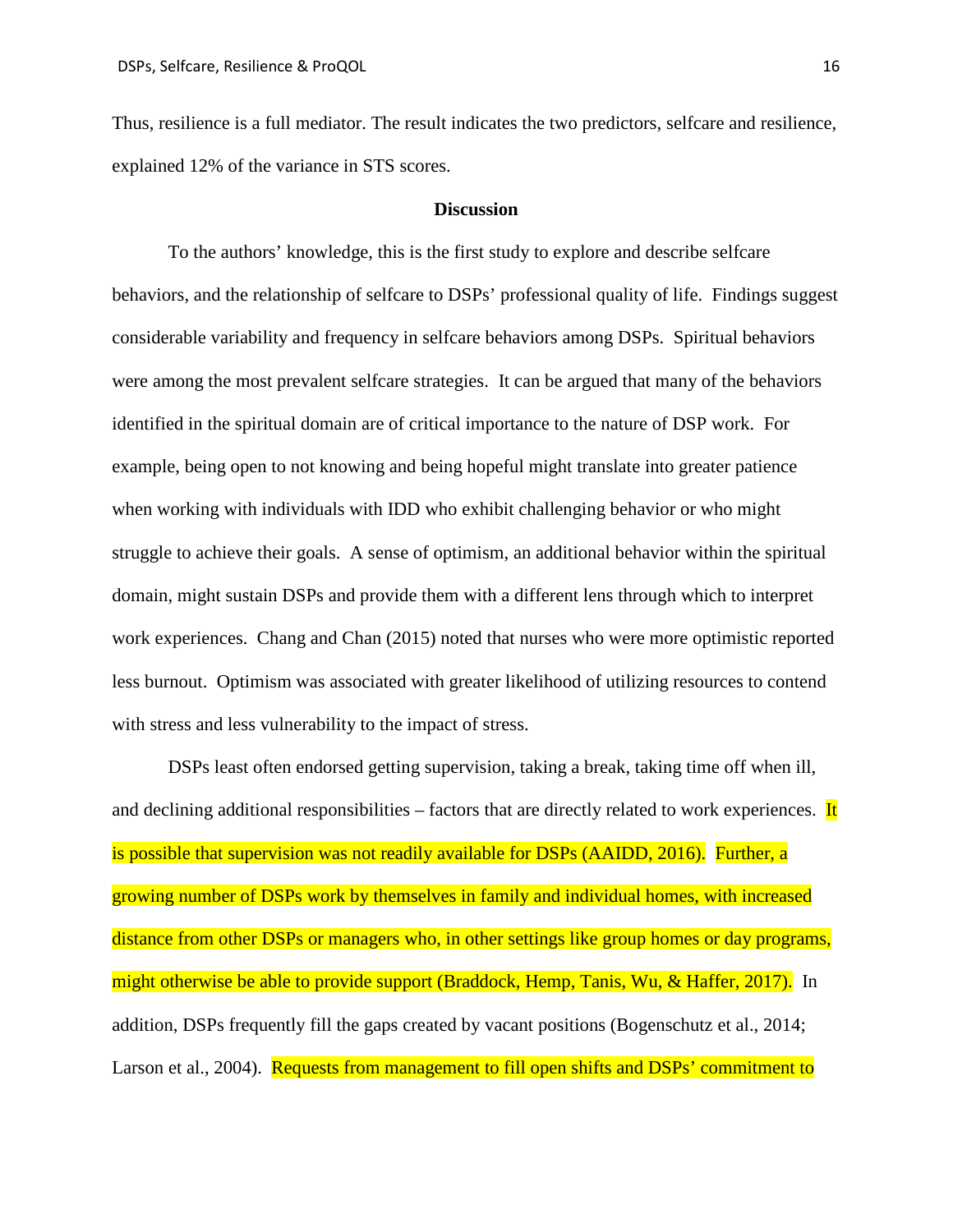Thus, resilience is a full mediator. The result indicates the two predictors, selfcare and resilience, explained 12% of the variance in STS scores.

## Discussion

To the authors' knowledge, this is the first study to explore and describe selfcare behaviors, and the relationship of selfcare to DSPs' professional quality of life. Findings suggest considerable variability and frequency in selfcare behaviors among DSPs. Spiritual behaviors were among the most prevalent selfcare strategies. It can be argued that many of the behaviors identified in the spiritual domain are of critical importance to the nature of DSP work. For example, being open to not knowing and being hopeful might translate into greater patience when working with individuals with IDD who exhibit challenging behavior or who might struggle to achieve their goals. A sense of optimism, an additional behavior within the spiritual domain, might sustain DSPs and provide them with a different lens through which to interpret work experiences. Chang and Chan (2015) noted that nurses who were more optimistic reported less burnout. Optimism was associated with greater likelihood of utilizing resources to contend with stress and less vulnerability to the impact of stress.

DSPs least often endorsed getting supervision, taking a break, taking time off when ill, and declining additional responsibilities – factors that are directly related to work experiences. It is possible that supervision was not readily available for DSPs (AAIDD, 2016). Further, a growing number of DSPs work by themselves in family and individual homes, with increased distance from other DSPs or managers who, in other settings like group homes or day programs, might otherwise be able to provide support (Braddock, Hemp, Tanis, Wu, & Haffer, 2017). In addition, DSPs frequently fill the gaps created by vacant positions (Bogenschutz et al., 2014; Larson et al., 2004). Requests from management to fill open shifts and DSPs' commitment to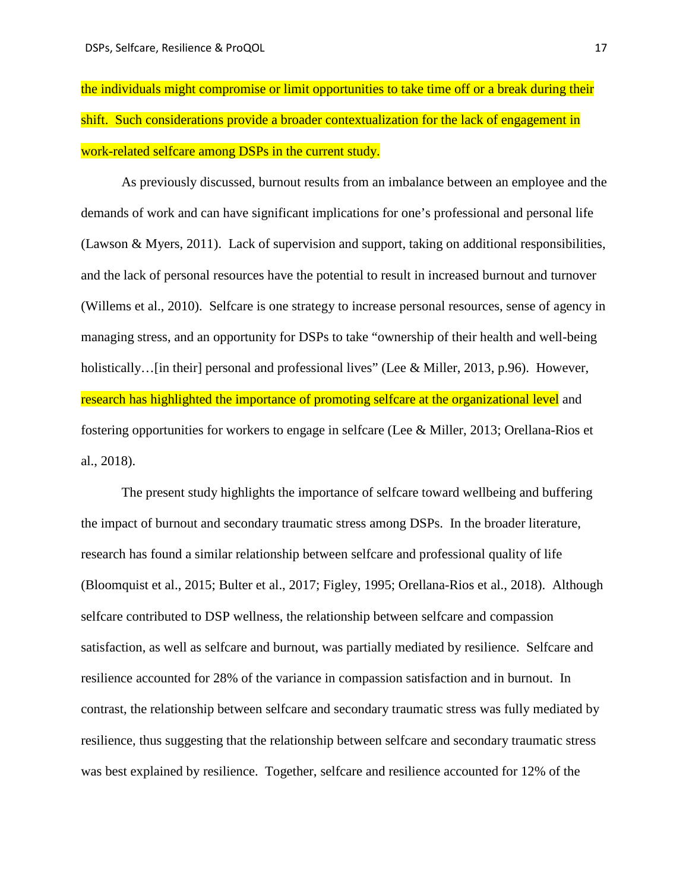the individuals might compromise or limit opportunities to take time off or a break during their shift. Such considerations provide a broader contextualization for the lack of engagement in work-related selfcare among DSPs in the current study.

As previously discussed, burnout results from an imbalance between an employee and the demands of work and can have significant implications for one's professional and personal life (Lawson & Myers, 2011). Lack of supervision and support, taking on additional responsibilities, and the lack of personal resources have the potential to result in increased burnout and turnover (Willems et al., 2010). Selfcare is one strategy to increase personal resources, sense of agency in managing stress, and an opportunity for DSPs to take "ownership of their health and well-being holistically…[in their] personal and professional lives" (Lee & Miller, 2013, p.96). However, research has highlighted the importance of promoting selfcare at the organizational level and fostering opportunities for workers to engage in selfcare (Lee & Miller, 2013; Orellana-Rios et al., 2018).

The present study highlights the importance of selfcare toward wellbeing and buffering the impact of burnout and secondary traumatic stress among DSPs. In the broader literature, research has found a similar relationship between selfcare and professional quality of life (Bloomquist et al., 2015; Bulter et al., 2017; Figley, 1995; Orellana-Rios et al., 2018). Although selfcare contributed to DSP wellness, the relationship between selfcare and compassion satisfaction, as well as selfcare and burnout, was partially mediated by resilience. Selfcare and resilience accounted for 28% of the variance in compassion satisfaction and in burnout. In contrast, the relationship between selfcare and secondary traumatic stress was fully mediated by resilience, thus suggesting that the relationship between selfcare and secondary traumatic stress was best explained by resilience. Together, selfcare and resilience accounted for 12% of the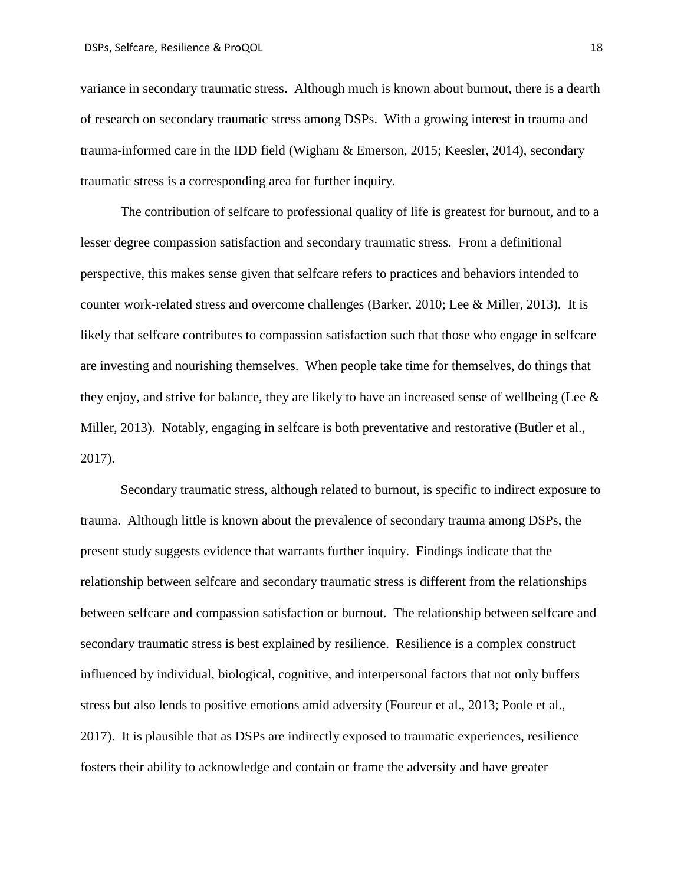variance in secondary traumatic stress. Although much is known about burnout, there is a dearth of research on secondary traumatic stress among DSPs. With a growing interest in trauma and trauma-informed care in the IDD field (Wigham & Emerson, 2015; Keesler, 2014), secondary traumatic stress is a corresponding area for further inquiry.

The contribution of selfcare to professional quality of life is greatest for burnout, and to a lesser degree compassion satisfaction and secondary traumatic stress. From a definitional perspective, this makes sense given that selfcare refers to practices and behaviors intended to counter work-related stress and overcome challenges (Barker, 2010; Lee & Miller, 2013). It is likely that selfcare contributes to compassion satisfaction such that those who engage in selfcare are investing and nourishing themselves. When people take time for themselves, do things that they enjoy, and strive for balance, they are likely to have an increased sense of wellbeing (Lee & Miller, 2013). Notably, engaging in selfcare is both preventative and restorative (Butler et al., 2017).

Secondary traumatic stress, although related to burnout, is specific to indirect exposure to trauma. Although little is known about the prevalence of secondary trauma among DSPs, the present study suggests evidence that warrants further inquiry. Findings indicate that the relationship between selfcare and secondary traumatic stress is different from the relationships between selfcare and compassion satisfaction or burnout. The relationship between selfcare and secondary traumatic stress is best explained by resilience. Resilience is a complex construct influenced by individual, biological, cognitive, and interpersonal factors that not only buffers stress but also lends to positive emotions amid adversity (Foureur et al., 2013; Poole et al., 2017). It is plausible that as DSPs are indirectly exposed to traumatic experiences, resilience fosters their ability to acknowledge and contain or frame the adversity and have greater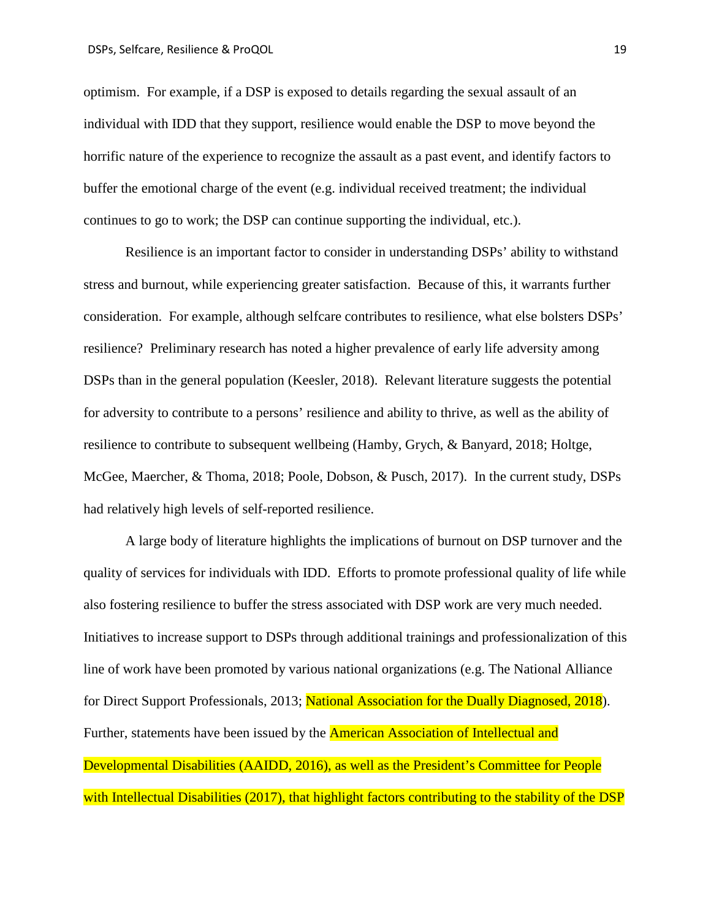optimism. For example, if a DSP is exposed to details regarding the sexual assault of an individual with IDD that they support, resilience would enable the DSP to move beyond the horrific nature of the experience to recognize the assault as a past event, and identify factors to buffer the emotional charge of the event (e.g. individual received treatment; the individual continues to go to work; the DSP can continue supporting the individual, etc.).

Resilience is an important factor to consider in understanding DSPs' ability to withstand stress and burnout, while experiencing greater satisfaction. Because of this, it warrants further consideration. For example, although selfcare contributes to resilience, what else bolsters DSPs' resilience? Preliminary research has noted a higher prevalence of early life adversity among DSPs than in the general population (Keesler, 2018). Relevant literature suggests the potential for adversity to contribute to a persons' resilience and ability to thrive, as well as the ability of resilience to contribute to subsequent wellbeing (Hamby, Grych, & Banyard, 2018; Holtge, McGee, Maercher, & Thoma, 2018; Poole, Dobson, & Pusch, 2017). In the current study, DSPs had relatively high levels of self-reported resilience.

A large body of literature highlights the implications of burnout on DSP turnover and the quality of services for individuals with IDD. Efforts to promote professional quality of life while also fostering resilience to buffer the stress associated with DSP work are very much needed. Initiatives to increase support to DSPs through additional trainings and professionalization of this line of work have been promoted by various national organizations (e.g. The National Alliance for Direct Support Professionals, 2013; National Association for the Dually Diagnosed, 2018). Further, statements have been issued by the American Association of Intellectual and Developmental Disabilities (AAIDD, 2016), as well as the President's Committee for People with Intellectual Disabilities (2017), that highlight factors contributing to the stability of the DSP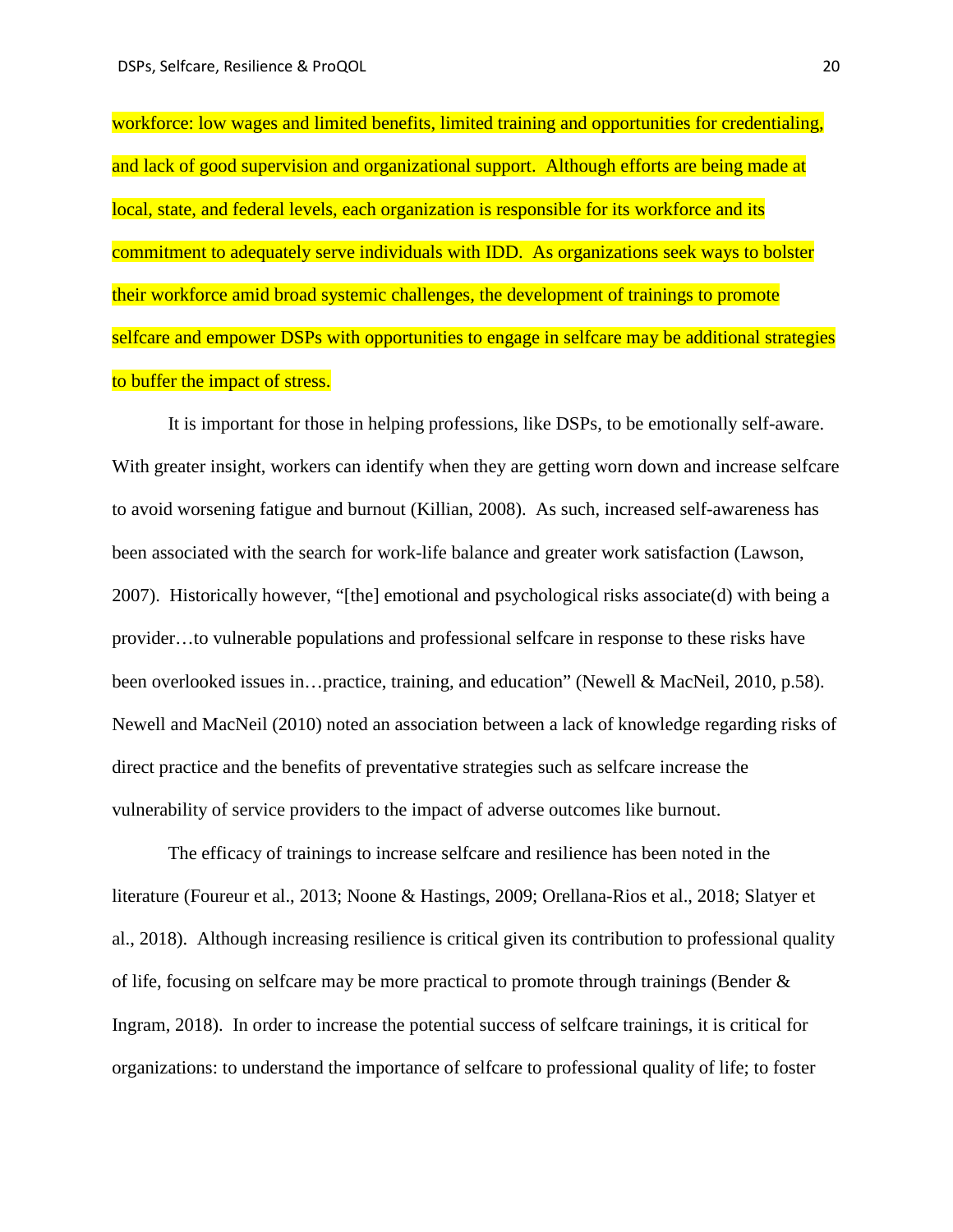workforce: low wages and limited benefits, limited training and opportunities for credentialing, and lack of good supervision and organizational support. Although efforts are being made at local, state, and federal levels, each organization is responsible for its workforce and its commitment to adequately serve individuals with IDD. As organizations seek ways to bolster their workforce amid broad systemic challenges, the development of trainings to promote selfcare and empower DSPs with opportunities to engage in selfcare may be additional strategies to buffer the impact of stress.

It is important for those in helping professions, like DSPs, to be emotionally self-aware. With greater insight, workers can identify when they are getting worn down and increase selfcare to avoid worsening fatigue and burnout (Killian, 2008). As such, increased self-awareness has been associated with the search for work-life balance and greater work satisfaction (Lawson, 2007). Historically however, "[the] emotional and psychological risks associate(d) with being a provider…to vulnerable populations and professional selfcare in response to these risks have been overlooked issues in…practice, training, and education" (Newell & MacNeil, 2010, p.58). Newell and MacNeil (2010) noted an association between a lack of knowledge regarding risks of direct practice and the benefits of preventative strategies such as selfcare increase the vulnerability of service providers to the impact of adverse outcomes like burnout.

The efficacy of trainings to increase selfcare and resilience has been noted in the literature (Foureur et al., 2013; Noone & Hastings, 2009; Orellana-Rios et al., 2018; Slatyer et al., 2018). Although increasing resilience is critical given its contribution to professional quality of life, focusing on selfcare may be more practical to promote through trainings (Bender & Ingram, 2018). In order to increase the potential success of selfcare trainings, it is critical for organizations: to understand the importance of selfcare to professional quality of life; to foster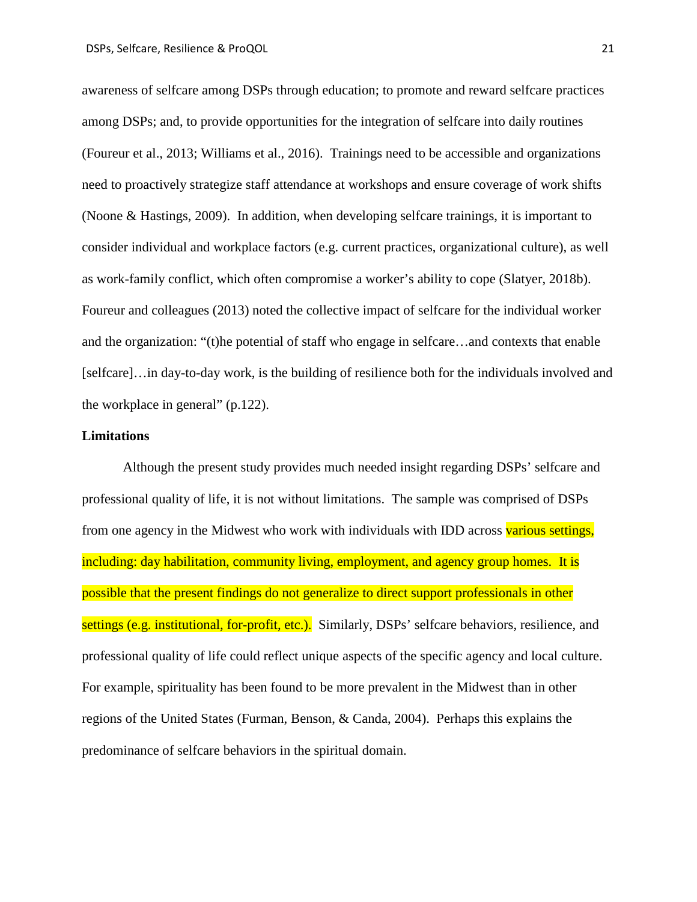awareness of selfcare among DSPs through education; to promote and reward selfcare practices among DSPs; and, to provide opportunities for the integration of selfcare into daily routines (Foureur et al., 2013; Williams et al., 2016). Trainings need to be accessible and organizations need to proactively strategize staff attendance at workshops and ensure coverage of work shifts (Noone & Hastings, 2009). In addition, when developing selfcare trainings, it is important to consider individual and workplace factors (e.g. current practices, organizational culture), as well as work-family conflict, which often compromise a worker's ability to cope (Slatyer, 2018b). Foureur and colleagues (2013) noted the collective impact of selfcare for the individual worker and the organization: "(t)he potential of staff who engage in selfcare…and contexts that enable [selfcare]…in day-to-day work, is the building of resilience both for the individuals involved and the workplace in general" (p.122).

**Limitations**

Although the present study provides much needed insight regarding DSPs' selfcare and professional quality of life, it is not without limitations. The sample was comprised of DSPs from one agency in the Midwest who work with individuals with IDD across various settings, including: day habilitation, community living, employment, and agency group homes. It is possible that the present findings do not generalize to direct support professionals in other settings (e.g. institutional, for-profit, etc.). Similarly, DSPs' selfcare behaviors, resilience, and professional quality of life could reflect unique aspects of the specific agency and local culture. For example, spirituality has been found to be more prevalent in the Midwest than in other regions of the United States (Furman, Benson, & Canda, 2004). Perhaps this explains the predominance of selfcare behaviors in the spiritual domain.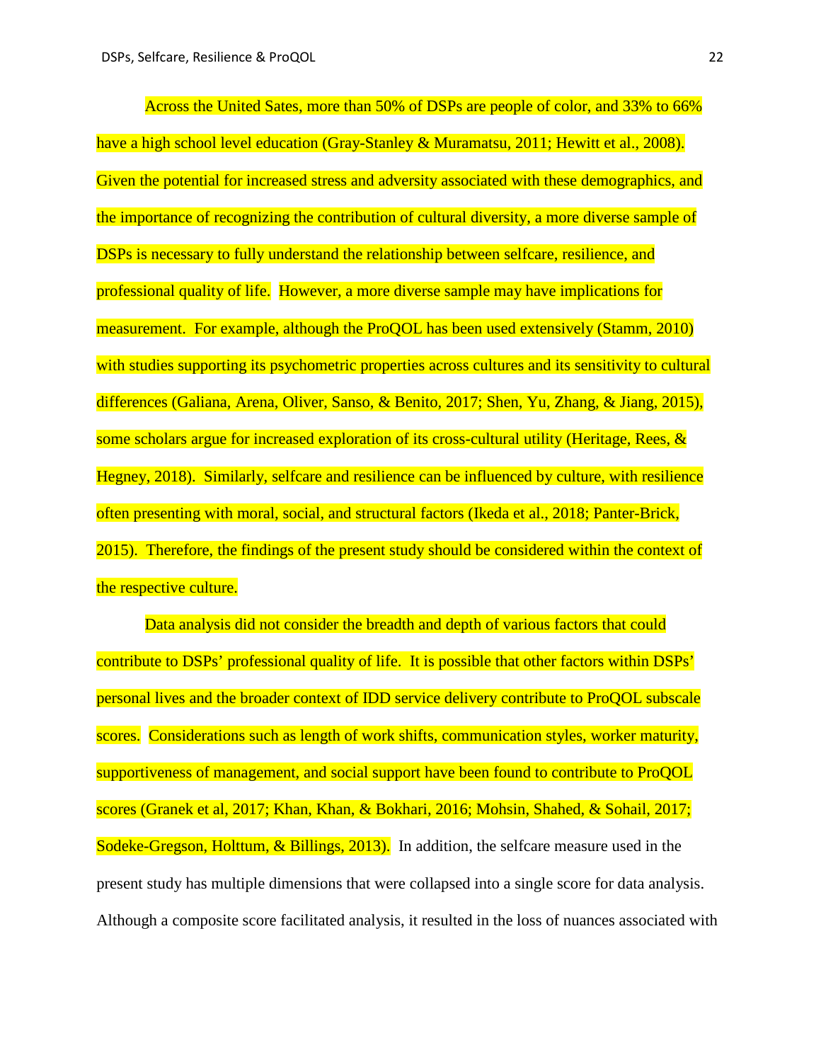Across the United Sates, more than 50% of DSPs are people of color, and 33% to 66% have a high school level education (Gray-Stanley & Muramatsu, 2011; Hewitt et al., 2008). Given the potential for increased stress and adversity associated with these demographics, and the importance of recognizing the contribution of cultural diversity, a more diverse sample of DSPs is necessary to fully understand the relationship between selfcare, resilience, and professional quality of life. However, a more diverse sample may have implications for measurement. For example, although the ProQOL has been used extensively (Stamm, 2010) with studies supporting its psychometric properties across cultures and its sensitivity to cultural differences (Galiana, Arena, Oliver, Sanso, & Benito, 2017; Shen, Yu, Zhang, & Jiang, 2015), some scholars argue for increased exploration of its cross-cultural utility (Heritage, Rees, & Hegney, 2018). Similarly, selfcare and resilience can be influenced by culture, with resilience often presenting with moral, social, and structural factors (Ikeda et al., 2018; Panter-Brick, 2015). Therefore, the findings of the present study should be considered within the context of the respective culture.

Data analysis did not consider the breadth and depth of various factors that could contribute to DSPs' professional quality of life. It is possible that other factors within DSPs' personal lives and the broader context of IDD service delivery contribute to ProQOL subscale scores. Considerations such as length of work shifts, communication styles, worker maturity, supportiveness of management, and social support have been found to contribute to ProQOL scores (Granek et al, 2017; Khan, Khan, & Bokhari, 2016; Mohsin, Shahed, & Sohail, 2017; Sodeke-Gregson, Holttum, & Billings, 2013). In addition, the selfcare measure used in the present study has multiple dimensions that were collapsed into a single score for data analysis. Although a composite score facilitated analysis, it resulted in the loss of nuances associated with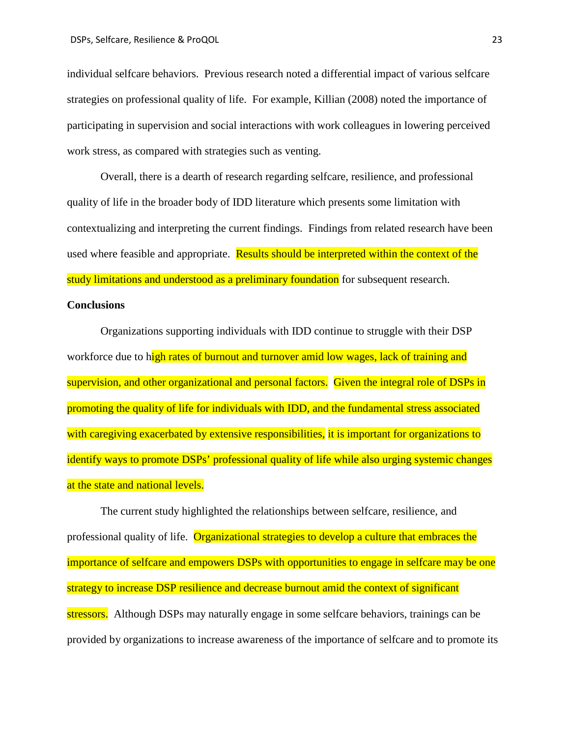individual selfcare behaviors. Previous research noted a differential impact of various selfcare strategies on professional quality of life. For example, Killian (2008) noted the importance of participating in supervision and social interactions with work colleagues in lowering perceived work stress, as compared with strategies such as venting.

Overall, there is a dearth of research regarding selfcare, resilience, and professional quality of life in the broader body of IDD literature which presents some limitation with contextualizing and interpreting the current findings. Findings from related research have been used where feasible and appropriate. Results should be interpreted within the context of the study limitations and understood as a preliminary foundation for subsequent research.

**Conclusions**

Organizations supporting individuals with IDD continue to struggle with their DSP workforce due to high rates of burnout and turnover amid low wages, lack of training and supervision, and other organizational and personal factors. Given the integral role of DSPs in promoting the quality of life for individuals with IDD, and the fundamental stress associated with caregiving exacerbated by extensive responsibilities, it is important for organizations to identify ways to promote DSPs' professional quality of life while also urging systemic changes at the state and national levels.

The current study highlighted the relationships between selfcare, resilience, and professional quality of life. Organizational strategies to develop a culture that embraces the importance of selfcare and empowers DSPs with opportunities to engage in selfcare may be one strategy to increase DSP resilience and decrease burnout amid the context of significant stressors. Although DSPs may naturally engage in some selfcare behaviors, trainings can be provided by organizations to increase awareness of the importance of selfcare and to promote its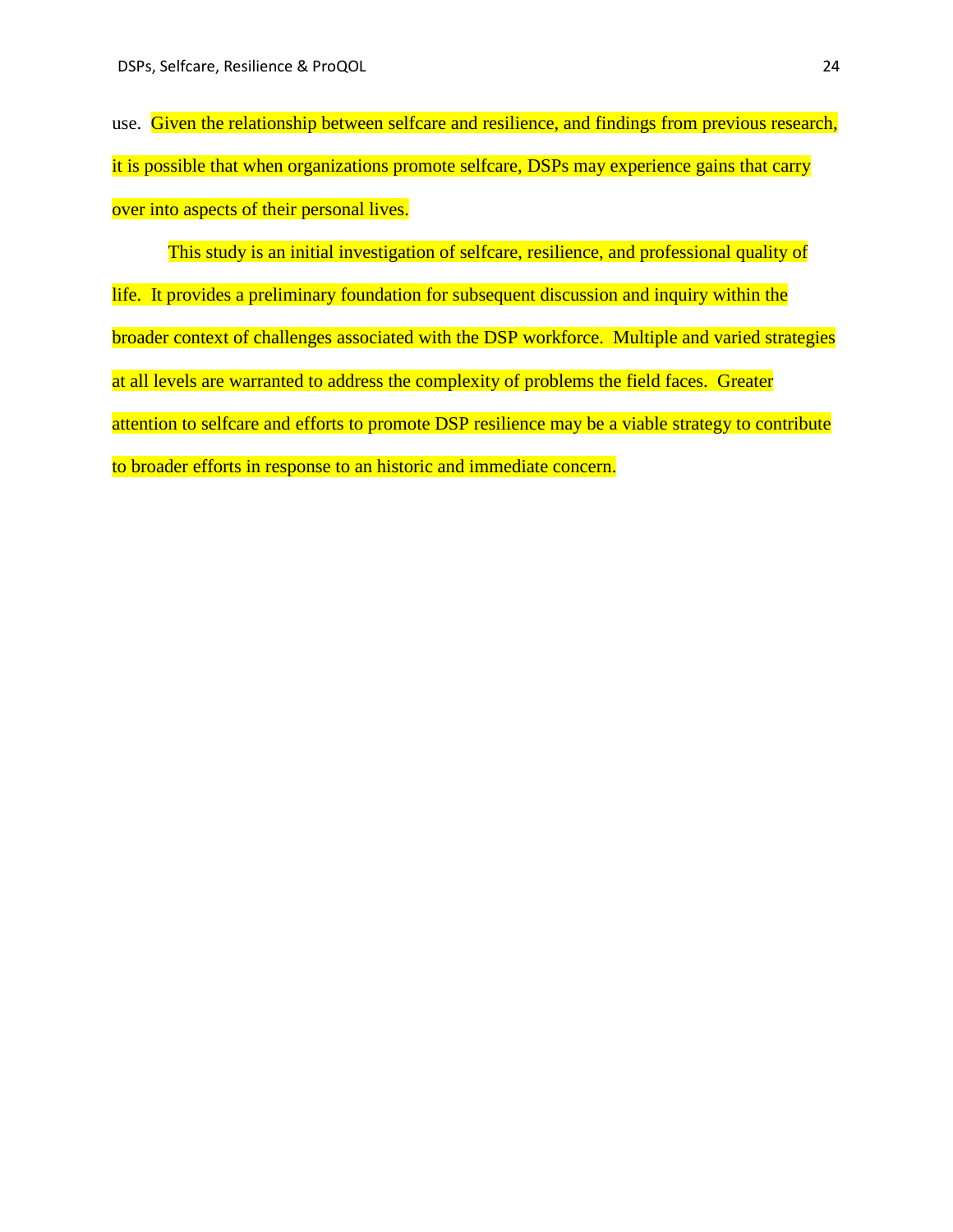use. Given the relationship between selfcare and resilience, and findings from previous research, it is possible that when organizations promote selfcare, DSPs may experience gains that carry over into aspects of their personal lives.

This study is an initial investigation of selfcare, resilience, and professional quality of life. It provides a preliminary foundation for subsequent discussion and inquiry within the broader context of challenges associated with the DSP workforce. Multiple and varied strategies at all levels are warranted to address the complexity of problems the field faces. Greater attention to selfcare and efforts to promote DSP resilience may be a viable strategy to contribute to broader efforts in response to an historic and immediate concern.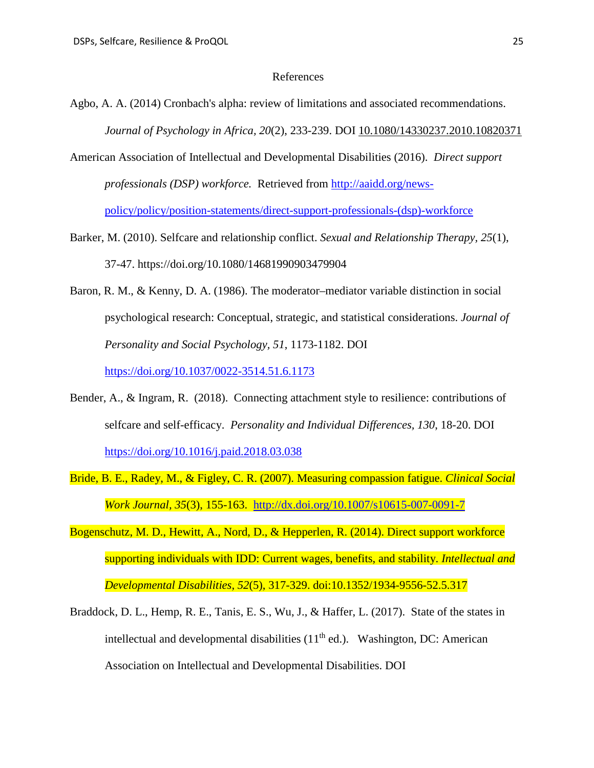# References

Agbo, A. A. (2014) Cronbach's alpha: review of limitations and associated recommendations. *Journal of Psychology in Africa, 20*(2), 233-239. DOI 10.1080/14330237.2010.10820371

American Association of Intellectual and Developmental Disabilities (2016). *Direct support professionals (DSP) workforce.* Retrieved from http://aaidd.org/news-policy/policy/position-statements/direct-support-professionals-(dsp)-workforce

Barker, M. (2010). Selfcare and relationship conflict. *Sexual and Relationship Therapy, 25*(1), 37-47. https://doi.org/10.1080/14681990903479904

Baron, R. M., & Kenny, D. A. (1986). The moderator–mediator variable distinction in social psychological research: Conceptual, strategic, and statistical considerations. *Journal of Personality and Social Psychology, 51*, 1173-1182. DOI https://doi.org/10.1037/0022-3514.51.6.1173

Bender, A., & Ingram, R. (2018). Connecting attachment style to resilience: contributions of selfcare and self-efficacy. *Personality and Individual Differences, 130*, 18-20. DOI https://doi.org/10.1016/j.paid.2018.03.038

Bride, B. E., Radey, M., & Figley, C. R. (2007). Measuring compassion fatigue. *Clinical Social Work Journal, 35*(3), 155-163. http://dx.doi.org/10.1007/s10615-007-0091-7

Bogenschutz, M. D., Hewitt, A., Nord, D., & Hepperlen, R. (2014). Direct support workforce supporting individuals with IDD: Current wages, benefits, and stability. *Intellectual and Developmental Disabilities, 52*(5), 317-329. doi:10.1352/1934-9556-52.5.317

Braddock, D. L., Hemp, R. E., Tanis, E. S., Wu, J., & Haffer, L. (2017). State of the states in intellectual and developmental disabilities (11th ed.). Washington, DC: American Association on Intellectual and Developmental Disabilities. DOI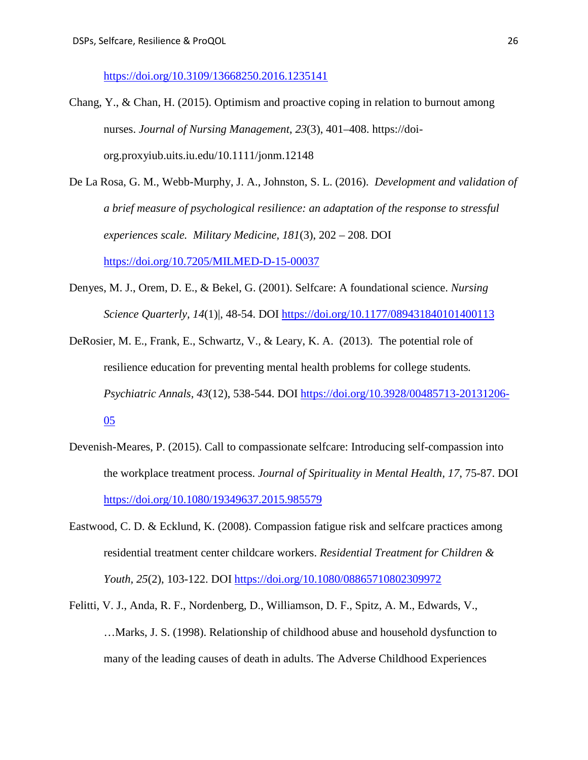https://doi.org/10.3109/13668250.2016.1235141

Chang, Y., & Chan, H. (2015). Optimism and proactive coping in relation to burnout among nurses. *Journal of Nursing Management*, *23*(3), 401–408. https://doi-org.proxyiub.uits.iu.edu/10.1111/jonm.12148

De La Rosa, G. M., Webb-Murphy, J. A., Johnston, S. L. (2016). *Development and validation of a brief measure of psychological resilience: an adaptation of the response to stressful experiences scale. Military Medicine*, *181*(3), 202 – 208. DOI https://doi.org/10.7205/MILMED-D-15-00037

Denyes, M. J., Orem, D. E., & Bekel, G. (2001). Selfcare: A foundational science. *Nursing Science Quarterly, 14*(1)|, 48-54. DOI https://doi.org/10.1177/089431840101400113

DeRosier, M. E., Frank, E., Schwartz, V., & Leary, K. A. (2013). The potential role of resilience education for preventing mental health problems for college students. *Psychiatric Annals, 43*(12), 538-544. DOI https://doi.org/10.3928/00485713-20131206-05

Devenish-Meares, P. (2015). Call to compassionate selfcare: Introducing self-compassion into the workplace treatment process. *Journal of Spirituality in Mental Health, 17*, 75-87. DOI https://doi.org/10.1080/19349637.2015.985579

Eastwood, C. D. & Ecklund, K. (2008). Compassion fatigue risk and selfcare practices among residential treatment center childcare workers. *Residential Treatment for Children & Youth, 25*(2), 103-122. DOI https://doi.org/10.1080/08865710802309972

Felitti, V. J., Anda, R. F., Nordenberg, D., Williamson, D. F., Spitz, A. M., Edwards, V., …Marks, J. S. (1998). Relationship of childhood abuse and household dysfunction to many of the leading causes of death in adults. The Adverse Childhood Experiences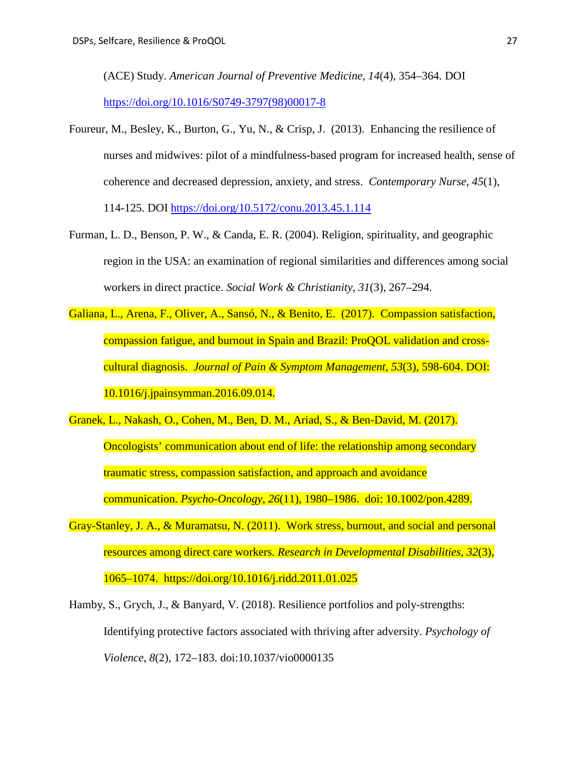(ACE) Study. *American Journal of Preventive Medicine, 14*(4), 354–364. DOI https://doi.org/10.1016/S0749-3797(98)00017-8

Foureur, M., Besley, K., Burton, G., Yu, N., & Crisp, J. (2013). Enhancing the resilience of nurses and midwives: pilot of a mindfulness-based program for increased health, sense of coherence and decreased depression, anxiety, and stress. *Contemporary Nurse*, *45*(1), 114-125. DOI https://doi.org/10.5172/conu.2013.45.1.114

Furman, L. D., Benson, P. W., & Canda, E. R. (2004). Religion, spirituality, and geographic region in the USA: an examination of regional similarities and differences among social workers in direct practice. *Social Work & Christianity*, *31*(3), 267–294.

Galiana, L., Arena, F., Oliver, A., Sansó, N., & Benito, E. (2017). Compassion satisfaction, compassion fatigue, and burnout in Spain and Brazil: ProQOL validation and cross-cultural diagnosis. *Journal of Pain & Symptom Management*, *53*(3), 598-604. DOI: 10.1016/j.jpainsymman.2016.09.014.

Granek, L., Nakash, O., Cohen, M., Ben, D. M., Ariad, S., & Ben-David, M. (2017). Oncologists' communication about end of life: the relationship among secondary traumatic stress, compassion satisfaction, and approach and avoidance communication. *Psycho-Oncology, 26*(11), 1980–1986. doi: 10.1002/pon.4289.

Gray-Stanley, J. A., & Muramatsu, N. (2011). Work stress, burnout, and social and personal resources among direct care workers. *Research in Developmental Disabilities, 32*(3), 1065–1074. https://doi.org/10.1016/j.ridd.2011.01.025

Hamby, S., Grych, J., & Banyard, V. (2018). Resilience portfolios and poly-strengths: Identifying protective factors associated with thriving after adversity. *Psychology of Violence*, *8*(2), 172–183. doi:10.1037/vio0000135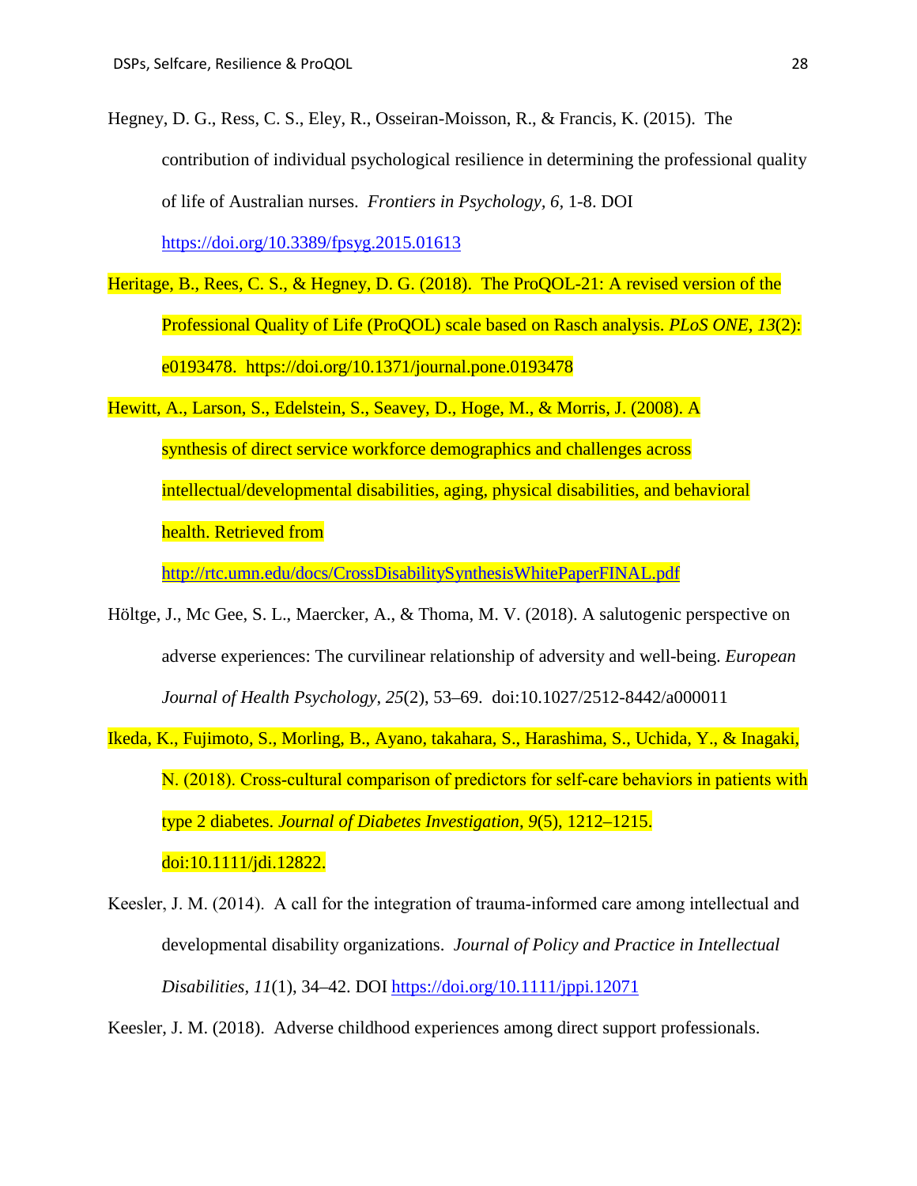Hegney, D. G., Ress, C. S., Eley, R., Osseiran-Moisson, R., & Francis, K. (2015). The contribution of individual psychological resilience in determining the professional quality of life of Australian nurses. *Frontiers in Psychology, 6*, 1-8. DOI https://doi.org/10.3389/fpsyg.2015.01613

Heritage, B., Rees, C. S., & Hegney, D. G. (2018). The ProQOL-21: A revised version of the Professional Quality of Life (ProQOL) scale based on Rasch analysis. *PLoS ONE, 13*(2): e0193478. https://doi.org/10.1371/journal.pone.0193478

Hewitt, A., Larson, S., Edelstein, S., Seavey, D., Hoge, M., & Morris, J. (2008). A synthesis of direct service workforce demographics and challenges across intellectual/developmental disabilities, aging, physical disabilities, and behavioral health. Retrieved from http://rtc.umn.edu/docs/CrossDisabilitySynthesisWhitePaperFINAL.pdf

Höltge, J., Mc Gee, S. L., Maercker, A., & Thoma, M. V. (2018). A salutogenic perspective on adverse experiences: The curvilinear relationship of adversity and well-being. *European Journal of Health Psychology*, *25*(2), 53–69. doi:10.1027/2512-8442/a000011

Ikeda, K., Fujimoto, S., Morling, B., Ayano, takahara, S., Harashima, S., Uchida, Y., & Inagaki, N. (2018). Cross-cultural comparison of predictors for self-care behaviors in patients with type 2 diabetes. *Journal of Diabetes Investigation*, *9*(5), 1212–1215. doi:10.1111/jdi.12822.

Keesler, J. M. (2014). A call for the integration of trauma-informed care among intellectual and developmental disability organizations. *Journal of Policy and Practice in Intellectual Disabilities*, *11*(1), 34–42. DOI https://doi.org/10.1111/jppi.12071

Keesler, J. M. (2018). Adverse childhood experiences among direct support professionals.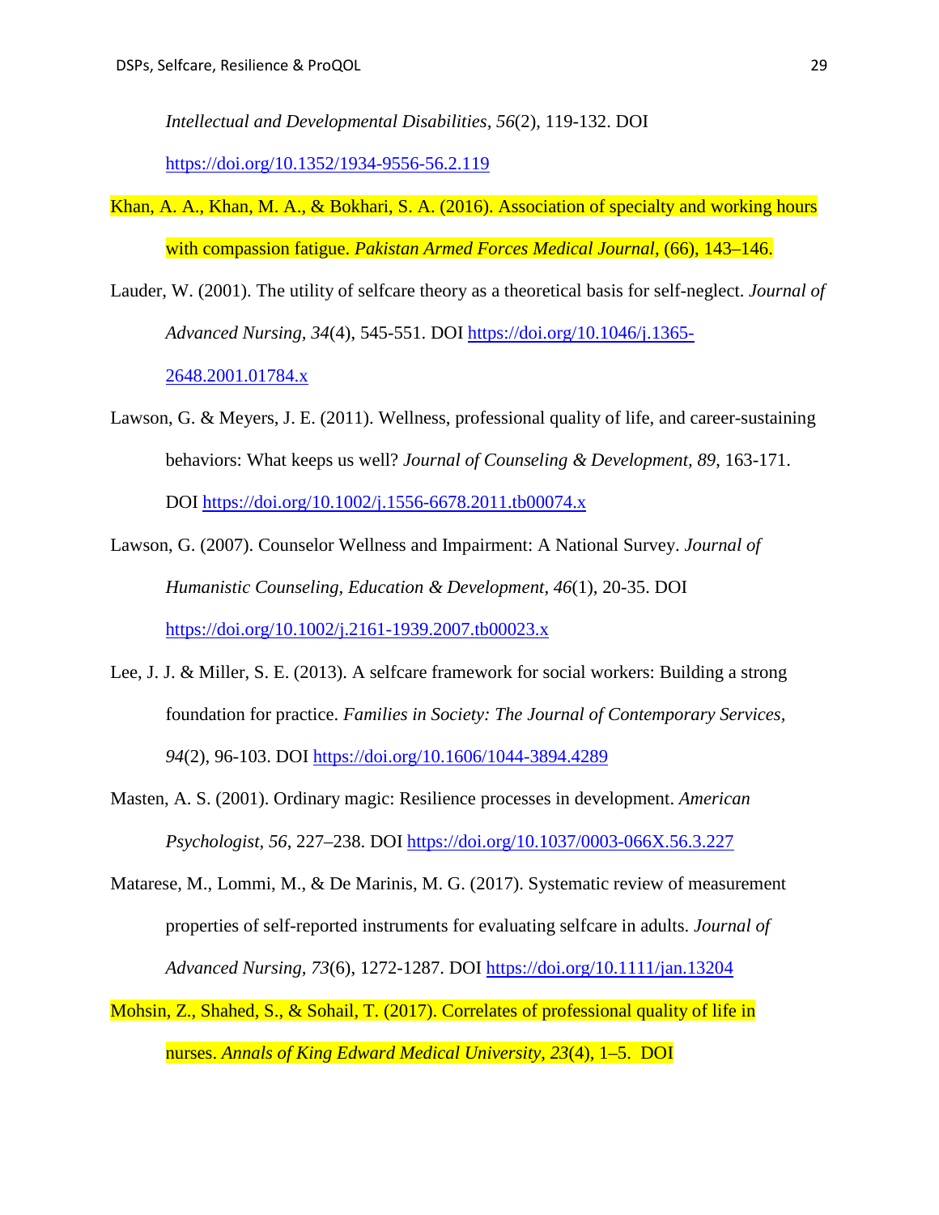*Intellectual and Developmental Disabilities*, *56*(2), 119-132. DOI https://doi.org/10.1352/1934-9556-56.2.119

Khan, A. A., Khan, M. A., & Bokhari, S. A. (2016). Association of specialty and working hours with compassion fatigue. *Pakistan Armed Forces Medical Journal*, (66), 143–146.

Lauder, W. (2001). The utility of selfcare theory as a theoretical basis for self-neglect. *Journal of Advanced Nursing, 34*(4), 545-551. DOI https://doi.org/10.1046/j.1365-2648.2001.01784.x

Lawson, G. & Meyers, J. E. (2011). Wellness, professional quality of life, and career-sustaining behaviors: What keeps us well? *Journal of Counseling & Development*, *89*, 163-171. DOI https://doi.org/10.1002/j.1556-6678.2011.tb00074.x

Lawson, G. (2007). Counselor Wellness and Impairment: A National Survey. *Journal of Humanistic Counseling, Education & Development*, *46*(1), 20-35. DOI https://doi.org/10.1002/j.2161-1939.2007.tb00023.x

Lee, J. J. & Miller, S. E. (2013). A selfcare framework for social workers: Building a strong foundation for practice. *Families in Society: The Journal of Contemporary Services, 94*(2), 96-103. DOI https://doi.org/10.1606/1044-3894.4289

Masten, A. S. (2001). Ordinary magic: Resilience processes in development. *American Psychologist*, *56*, 227–238. DOI https://doi.org/10.1037/0003-066X.56.3.227

Matarese, M., Lommi, M., & De Marinis, M. G. (2017). Systematic review of measurement properties of self-reported instruments for evaluating selfcare in adults. *Journal of Advanced Nursing, 73*(6), 1272-1287. DOI https://doi.org/10.1111/jan.13204

Mohsin, Z., Shahed, S., & Sohail, T. (2017). Correlates of professional quality of life in nurses. *Annals of King Edward Medical University*, *23*(4), 1–5. DOI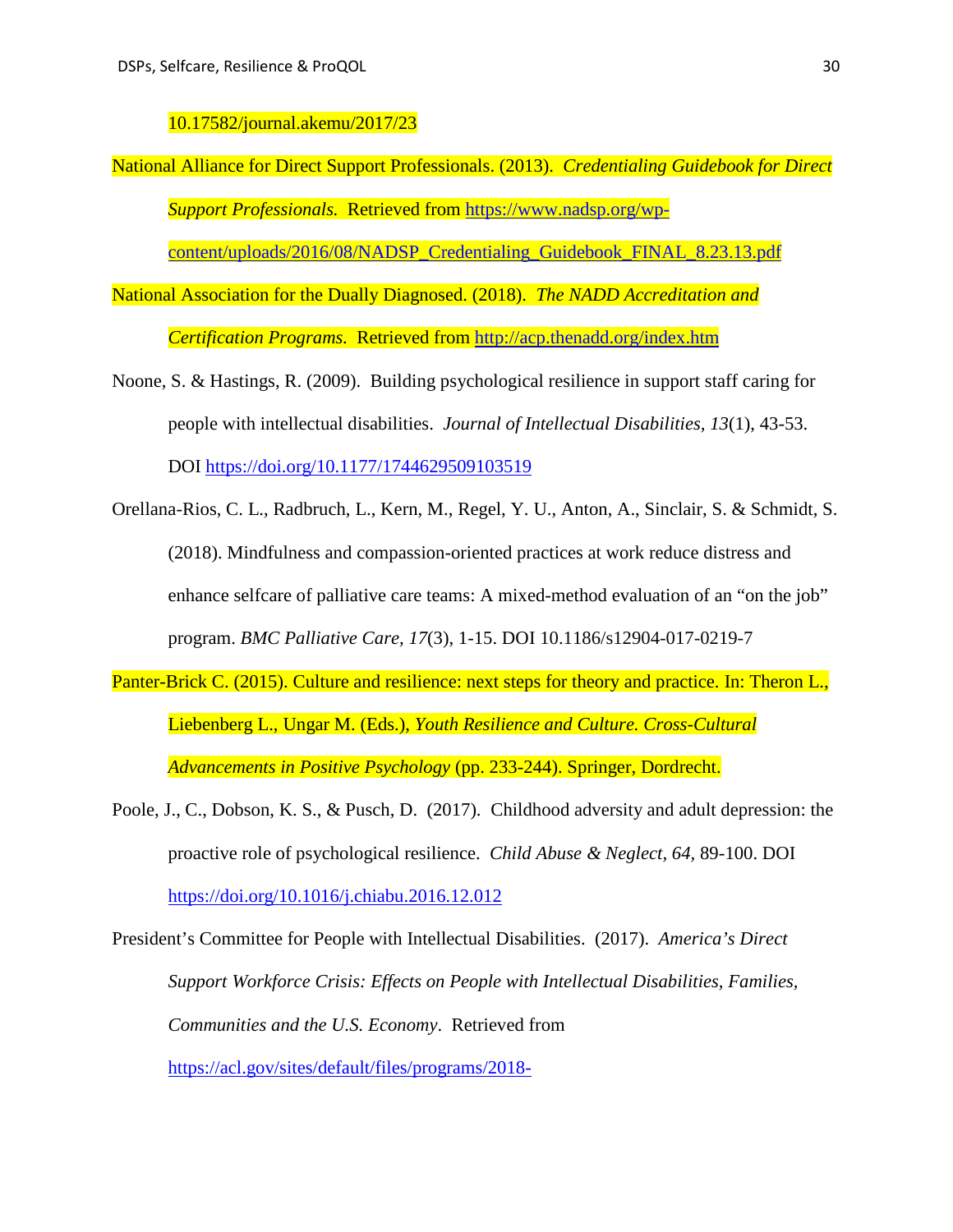10.17582/journal.akemu/2017/23

National Alliance for Direct Support Professionals. (2013). *Credentialing Guidebook for Direct Support Professionals.* Retrieved from https://www.nadsp.org/wp-content/uploads/2016/08/NADSP_Credentialing_Guidebook_FINAL_8.23.13.pdf

National Association for the Dually Diagnosed. (2018). *The NADD Accreditation and Certification Programs.* Retrieved from http://acp.thenadd.org/index.htm

Noone, S. & Hastings, R. (2009). Building psychological resilience in support staff caring for people with intellectual disabilities. *Journal of Intellectual Disabilities, 13*(1), 43-53. DOI https://doi.org/10.1177/1744629509103519

Orellana-Rios, C. L., Radbruch, L., Kern, M., Regel, Y. U., Anton, A., Sinclair, S. & Schmidt, S. (2018). Mindfulness and compassion-oriented practices at work reduce distress and enhance selfcare of palliative care teams: A mixed-method evaluation of an "on the job" program. *BMC Palliative Care, 17*(3), 1-15. DOI 10.1186/s12904-017-0219-7

Panter-Brick C. (2015). Culture and resilience: next steps for theory and practice. In: Theron L., Liebenberg L., Ungar M. (Eds.), *Youth Resilience and Culture. Cross-Cultural Advancements in Positive Psychology* (pp. 233-244). Springer, Dordrecht.

Poole, J., C., Dobson, K. S., & Pusch, D. (2017). Childhood adversity and adult depression: the proactive role of psychological resilience. *Child Abuse & Neglect, 64,* 89-100. DOI https://doi.org/10.1016/j.chiabu.2016.12.012

President's Committee for People with Intellectual Disabilities. (2017). *America's Direct Support Workforce Crisis: Effects on People with Intellectual Disabilities, Families, Communities and the U.S. Economy*. Retrieved from https://acl.gov/sites/default/files/programs/2018-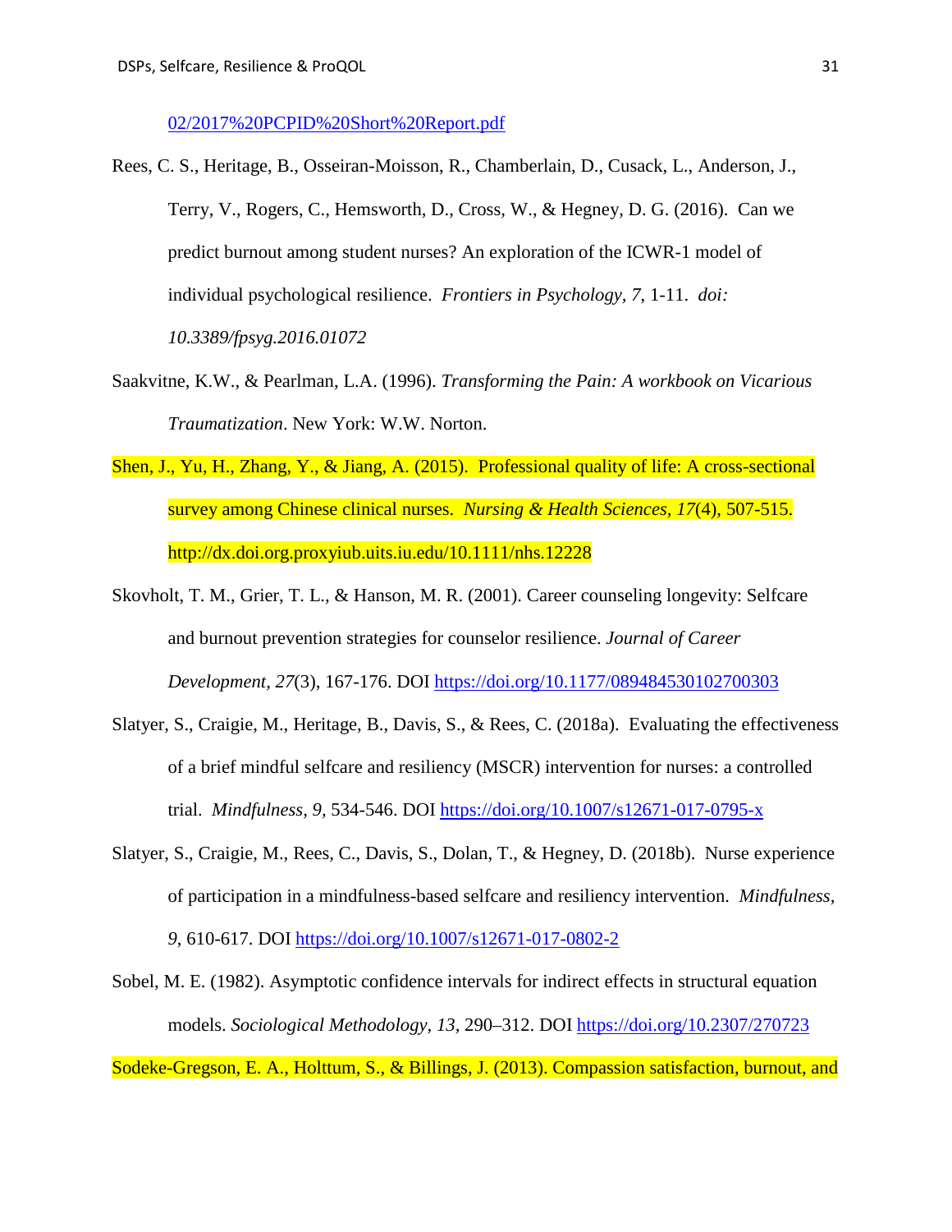[02/2017%20PCPID%20Short%20Report.pdf](02/2017%20PCPID%20Short%20Report.pdf)

Rees, C. S., Heritage, B., Osseiran-Moisson, R., Chamberlain, D., Cusack, L., Anderson, J., Terry, V., Rogers, C., Hemsworth, D., Cross, W., & Hegney, D. G. (2016). Can we predict burnout among student nurses? An exploration of the ICWR-1 model of individual psychological resilience. *Frontiers in Psychology, 7,* 1-11. *doi: 10.3389/fpsyg.2016.01072*

Saakvitne, K.W., & Pearlman, L.A. (1996). *Transforming the Pain: A workbook on Vicarious Traumatization*. New York: W.W. Norton.

Shen, J., Yu, H., Zhang, Y., & Jiang, A. (2015). Professional quality of life: A cross-sectional survey among Chinese clinical nurses. *Nursing & Health Sciences*, *17*(4), 507-515. http://dx.doi.org.proxyiub.uits.iu.edu/10.1111/nhs.12228

Skovholt, T. M., Grier, T. L., & Hanson, M. R. (2001). Career counseling longevity: Selfcare and burnout prevention strategies for counselor resilience. *Journal of Career Development, 27*(3), 167-176. DOI [https://doi.org/10.1177/089484530102700303](https://doi.org/10.1177/089484530102700303)

Slatyer, S., Craigie, M., Heritage, B., Davis, S., & Rees, C. (2018a). Evaluating the effectiveness of a brief mindful selfcare and resiliency (MSCR) intervention for nurses: a controlled trial. *Mindfulness, 9,* 534-546. DOI [https://doi.org/10.1007/s12671-017-0795-x](https://doi.org/10.1007/s12671-017-0795-x)

Slatyer, S., Craigie, M., Rees, C., Davis, S., Dolan, T., & Hegney, D. (2018b). Nurse experience of participation in a mindfulness-based selfcare and resiliency intervention. *Mindfulness, 9*, 610-617. DOI [https://doi.org/10.1007/s12671-017-0802-2](https://doi.org/10.1007/s12671-017-0802-2)

Sobel, M. E. (1982). Asymptotic confidence intervals for indirect effects in structural equation models. *Sociological Methodology*, *13*, 290–312. DOI [https://doi.org/10.2307/270723](https://doi.org/10.2307/270723)

Sodeke-Gregson, E. A., Holttum, S., & Billings, J. (2013). Compassion satisfaction, burnout, and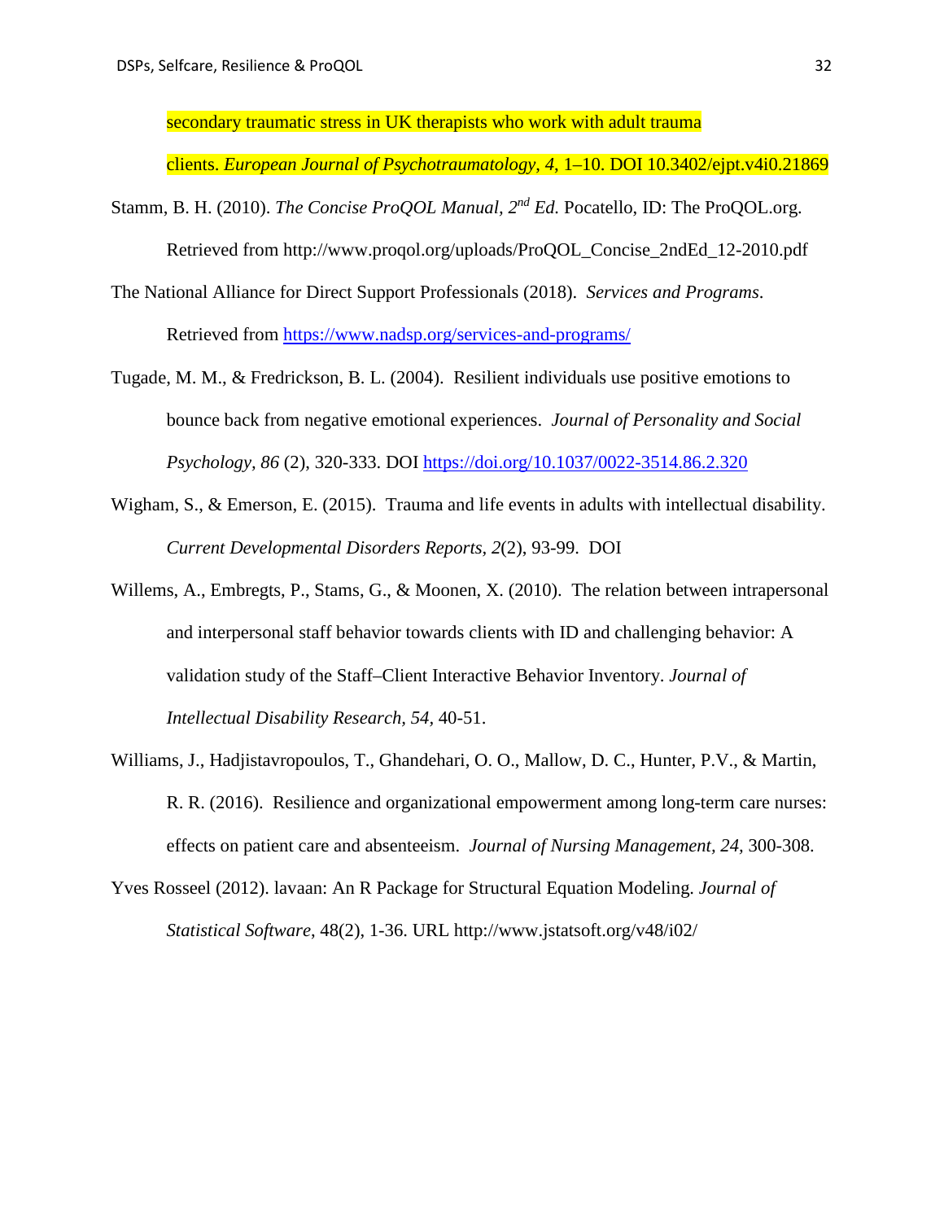secondary traumatic stress in UK therapists who work with adult trauma clients. *European Journal of Psychotraumatology*, *4*, 1–10. DOI 10.3402/ejpt.v4i0.21869

Stamm, B. H. (2010). *The Concise ProQOL Manual*, *2nd Ed.* Pocatello, ID: The ProQOL.org. Retrieved from http://www.proqol.org/uploads/ProQOL_Concise_2ndEd_12-2010.pdf

The National Alliance for Direct Support Professionals (2018). *Services and Programs*. Retrieved from https://www.nadsp.org/services-and-programs/

Tugade, M. M., & Fredrickson, B. L. (2004). Resilient individuals use positive emotions to bounce back from negative emotional experiences. *Journal of Personality and Social Psychology, 86* (2), 320-333. DOI https://doi.org/10.1037/0022-3514.86.2.320

Wigham, S., & Emerson, E. (2015). Trauma and life events in adults with intellectual disability. *Current Developmental Disorders Reports*, *2*(2), 93-99. DOI

Willems, A., Embregts, P., Stams, G., & Moonen, X. (2010). The relation between intrapersonal and interpersonal staff behavior towards clients with ID and challenging behavior: A validation study of the Staff–Client Interactive Behavior Inventory. *Journal of Intellectual Disability Research, 54*, 40-51.

Williams, J., Hadjistavropoulos, T., Ghandehari, O. O., Mallow, D. C., Hunter, P.V., & Martin, R. R. (2016). Resilience and organizational empowerment among long-term care nurses: effects on patient care and absenteeism. *Journal of Nursing Management, 24*, 300-308.

Yves Rosseel (2012). lavaan: An R Package for Structural Equation Modeling. *Journal of Statistical Software*, 48(2), 1-36. URL http://www.jstatsoft.org/v48/i02/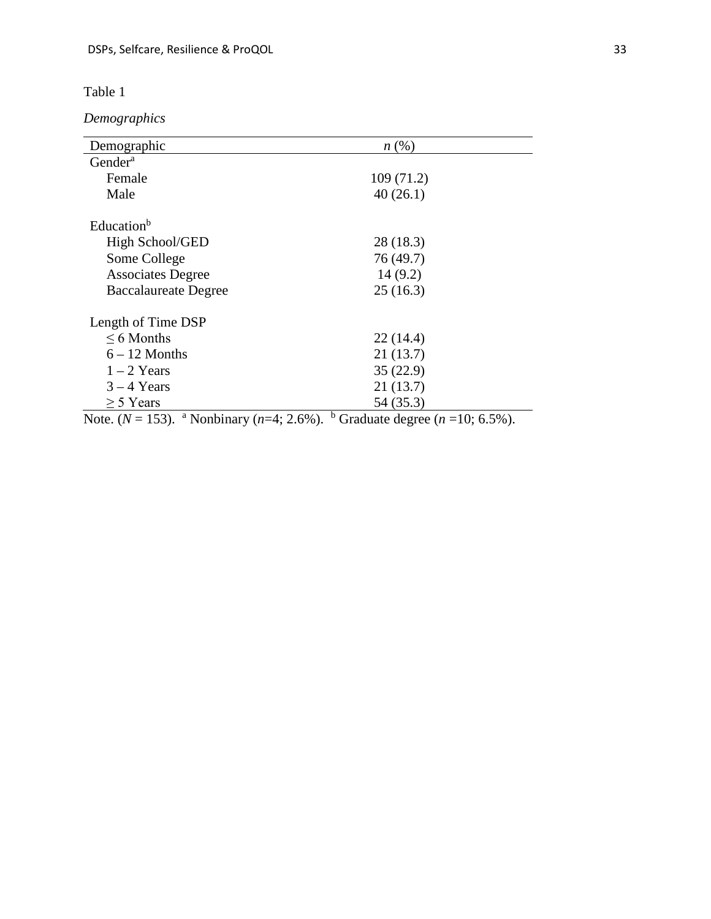Table 1

*Demographics*

| Demographic | *n* (%) |
|---|---|
| Gender[a] | |
| Female | 109 (71.2) |
| Male | 40 (26.1) |
| | |
| Education[b] | |
| High School/GED | 28 (18.3) |
| Some College | 76 (49.7) |
| Associates Degree | 14 (9.2) |
| Baccalaureate Degree | 25 (16.3) |
| | |
| Length of Time DSP | |
| ≤ 6 Months | 22 (14.4) |
| 6 – 12 Months | 21 (13.7) |
| 1 – 2 Years | 35 (22.9) |
| 3 – 4 Years | 21 (13.7) |
| ≥ 5 Years | 54 (35.3) |

Note. ($N$ = 153). [a] Nonbinary ($n$=4; 2.6%). [b] Graduate degree ($n$ =10; 6.5%).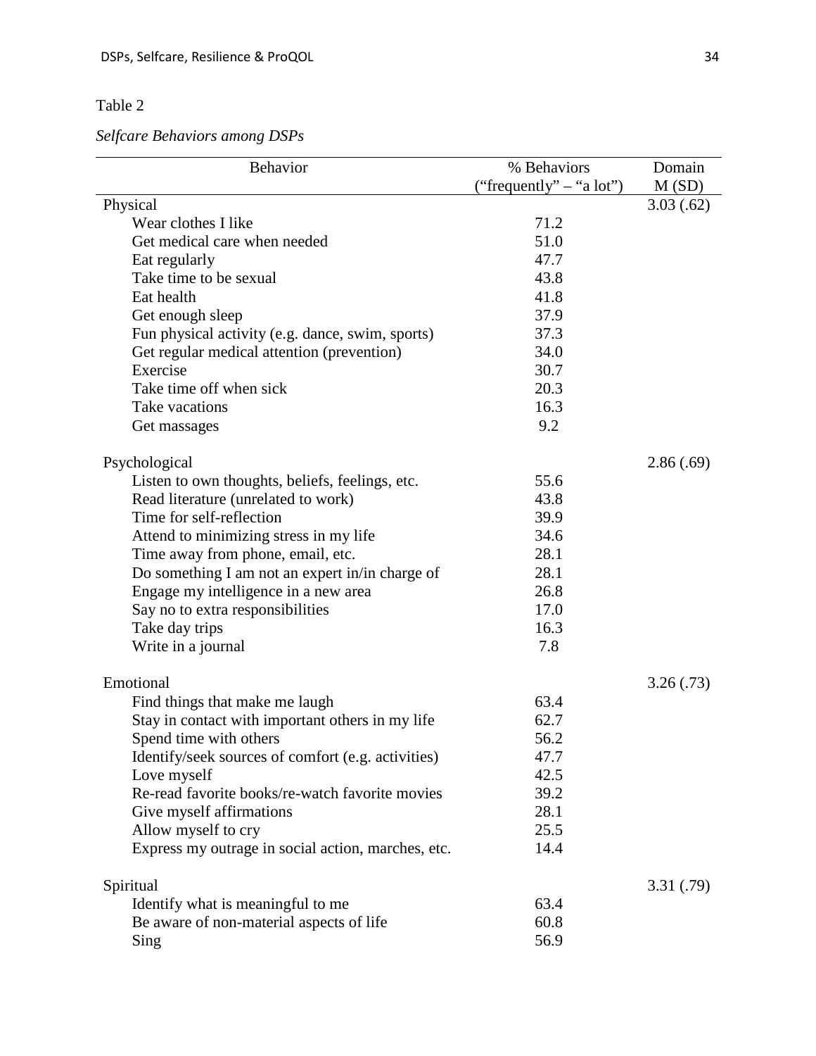Table 2

*Selfcare Behaviors among DSPs*

| Behavior | % Behaviors ("frequently" – "a lot") | Domain M (SD) |
|---|---|---|
| Physical | | 3.03 (.62) |
| Wear clothes I like | 71.2 | |
| Get medical care when needed | 51.0 | |
| Eat regularly | 47.7 | |
| Take time to be sexual | 43.8 | |
| Eat health | 41.8 | |
| Get enough sleep | 37.9 | |
| Fun physical activity (e.g. dance, swim, sports) | 37.3 | |
| Get regular medical attention (prevention) | 34.0 | |
| Exercise | 30.7 | |
| Take time off when sick | 20.3 | |
| Take vacations | 16.3 | |
| Get massages | 9.2 | |
| Psychological | | 2.86 (.69) |
| Listen to own thoughts, beliefs, feelings, etc. | 55.6 | |
| Read literature (unrelated to work) | 43.8 | |
| Time for self-reflection | 39.9 | |
| Attend to minimizing stress in my life | 34.6 | |
| Time away from phone, email, etc. | 28.1 | |
| Do something I am not an expert in/in charge of | 28.1 | |
| Engage my intelligence in a new area | 26.8 | |
| Say no to extra responsibilities | 17.0 | |
| Take day trips | 16.3 | |
| Write in a journal | 7.8 | |
| Emotional | | 3.26 (.73) |
| Find things that make me laugh | 63.4 | |
| Stay in contact with important others in my life | 62.7 | |
| Spend time with others | 56.2 | |
| Identify/seek sources of comfort (e.g. activities) | 47.7 | |
| Love myself | 42.5 | |
| Re-read favorite books/re-watch favorite movies | 39.2 | |
| Give myself affirmations | 28.1 | |
| Allow myself to cry | 25.5 | |
| Express my outrage in social action, marches, etc. | 14.4 | |
| Spiritual | | 3.31 (.79) |
| Identify what is meaningful to me | 63.4 | |
| Be aware of non-material aspects of life | 60.8 | |
| Sing | 56.9 | |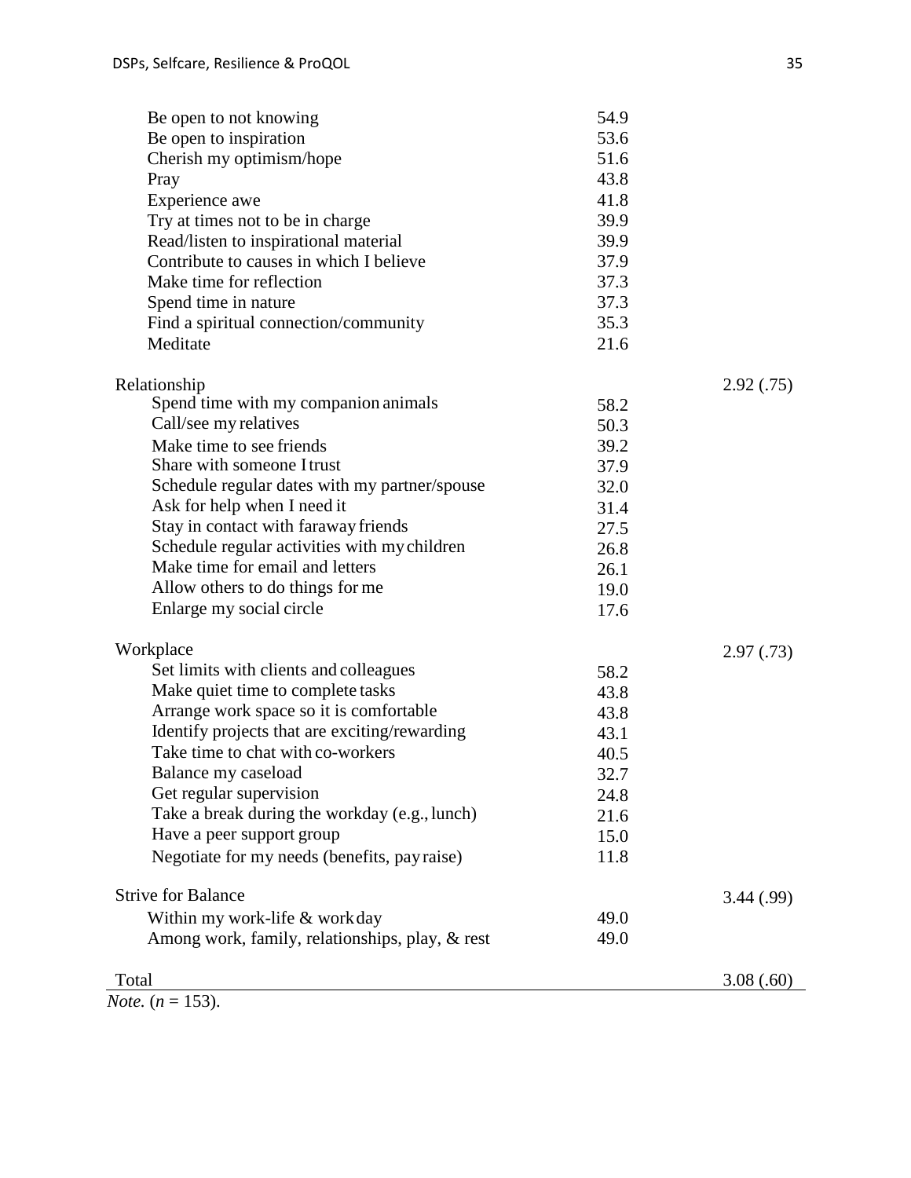| | | |
|---|---|---|
| Be open to not knowing | 54.9 | |
| Be open to inspiration | 53.6 | |
| Cherish my optimism/hope | 51.6 | |
| Pray | 43.8 | |
| Experience awe | 41.8 | |
| Try at times not to be in charge | 39.9 | |
| Read/listen to inspirational material | 39.9 | |
| Contribute to causes in which I believe | 37.9 | |
| Make time for reflection | 37.3 | |
| Spend time in nature | 37.3 | |
| Find a spiritual connection/community | 35.3 | |
| Meditate | 21.6 | |
| Relationship | | 2.92 (.75) |
| Spend time with my companion animals | 58.2 | |
| Call/see my relatives | 50.3 | |
| Make time to see friends | 39.2 | |
| Share with someone I trust | 37.9 | |
| Schedule regular dates with my partner/spouse | 32.0 | |
| Ask for help when I need it | 31.4 | |
| Stay in contact with faraway friends | 27.5 | |
| Schedule regular activities with my children | 26.8 | |
| Make time for email and letters | 26.1 | |
| Allow others to do things for me | 19.0 | |
| Enlarge my social circle | 17.6 | |
| Workplace | | 2.97 (.73) |
| Set limits with clients and colleagues | 58.2 | |
| Make quiet time to complete tasks | 43.8 | |
| Arrange work space so it is comfortable | 43.8 | |
| Identify projects that are exciting/rewarding | 43.1 | |
| Take time to chat with co-workers | 40.5 | |
| Balance my caseload | 32.7 | |
| Get regular supervision | 24.8 | |
| Take a break during the workday (e.g., lunch) | 21.6 | |
| Have a peer support group | 15.0 | |
| Negotiate for my needs (benefits, pay raise) | 11.8 | |
| Strive for Balance | | 3.44 (.99) |
| Within my work-life & work day | 49.0 | |
| Among work, family, relationships, play, & rest | 49.0 | |
| Total | | 3.08 (.60) |

*Note.* ($n$ = 153).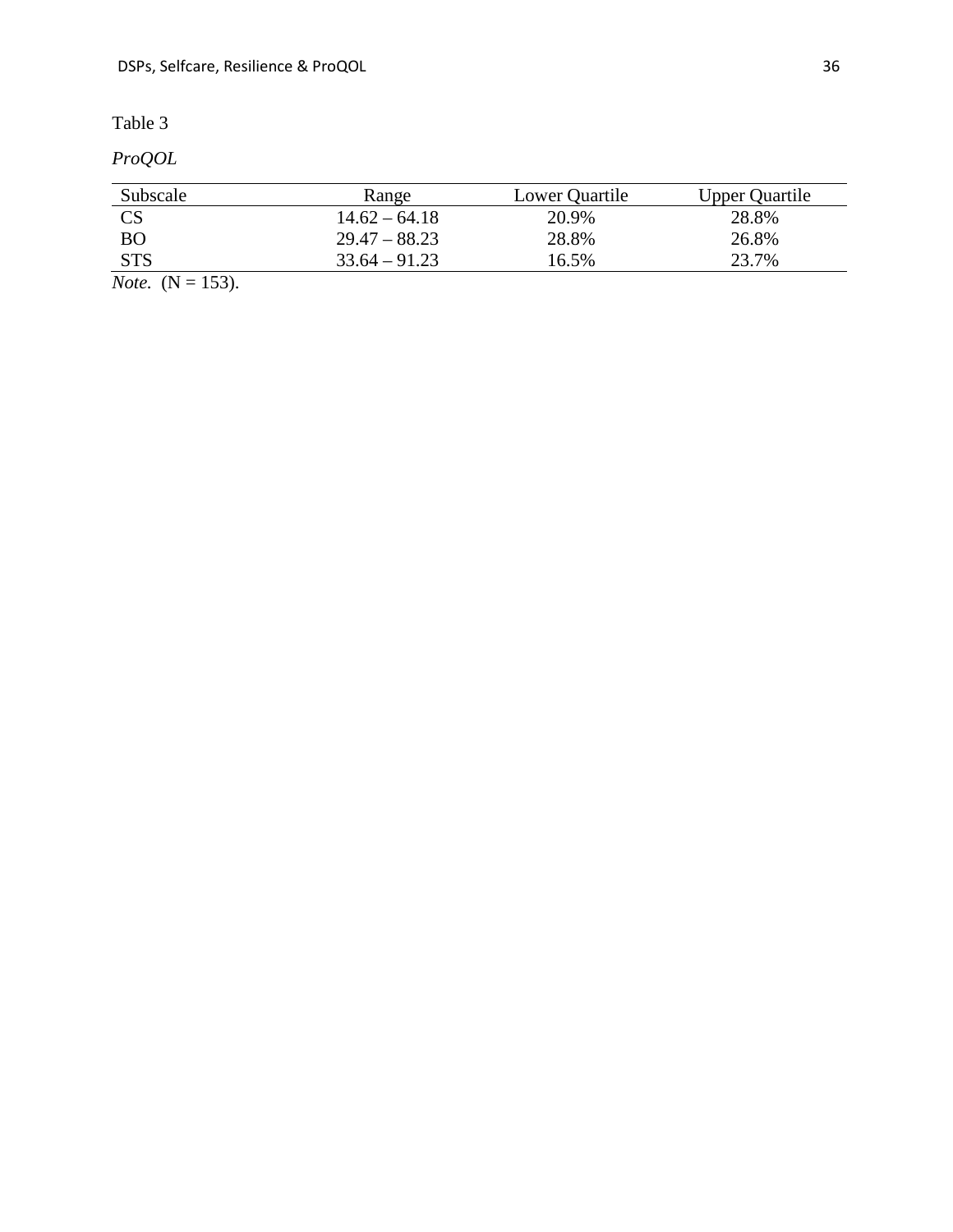Table 3

*ProQOL*

| Subscale | Range | Lower Quartile | Upper Quartile |
|---|---|---|---|
| CS | 14.62 – 64.18 | 20.9% | 28.8% |
| BO | 29.47 – 88.23 | 28.8% | 26.8% |
| STS | 33.64 – 91.23 | 16.5% | 23.7% |

*Note.* (N = 153).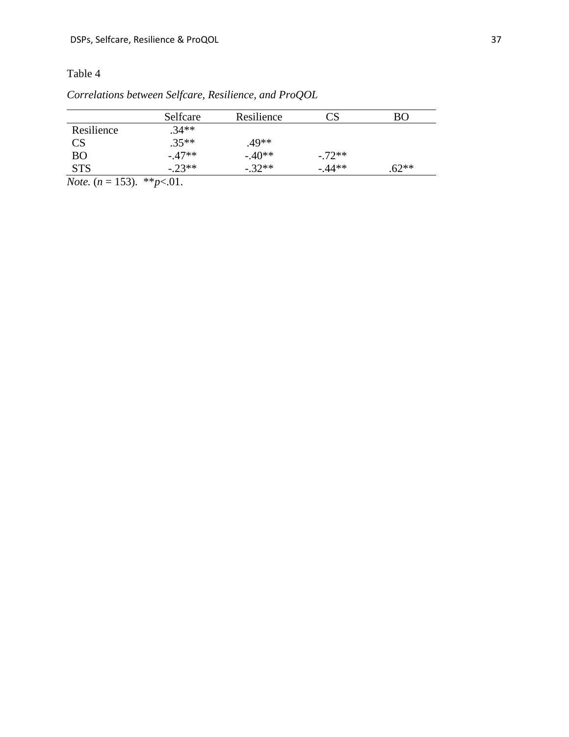Table 4

*Correlations between Selfcare, Resilience, and ProQOL*

| | Selfcare | Resilience | CS | BO |
|---|---|---|---|---|
| Resilience | .34** | | | |
| CS | .35** | .49** | | |
| BO | -.47** | -.40** | -.72** | |
| STS | -.23** | -.32** | -.44** | .62** |

*Note.* ($n$ = 153). **$p$<.01.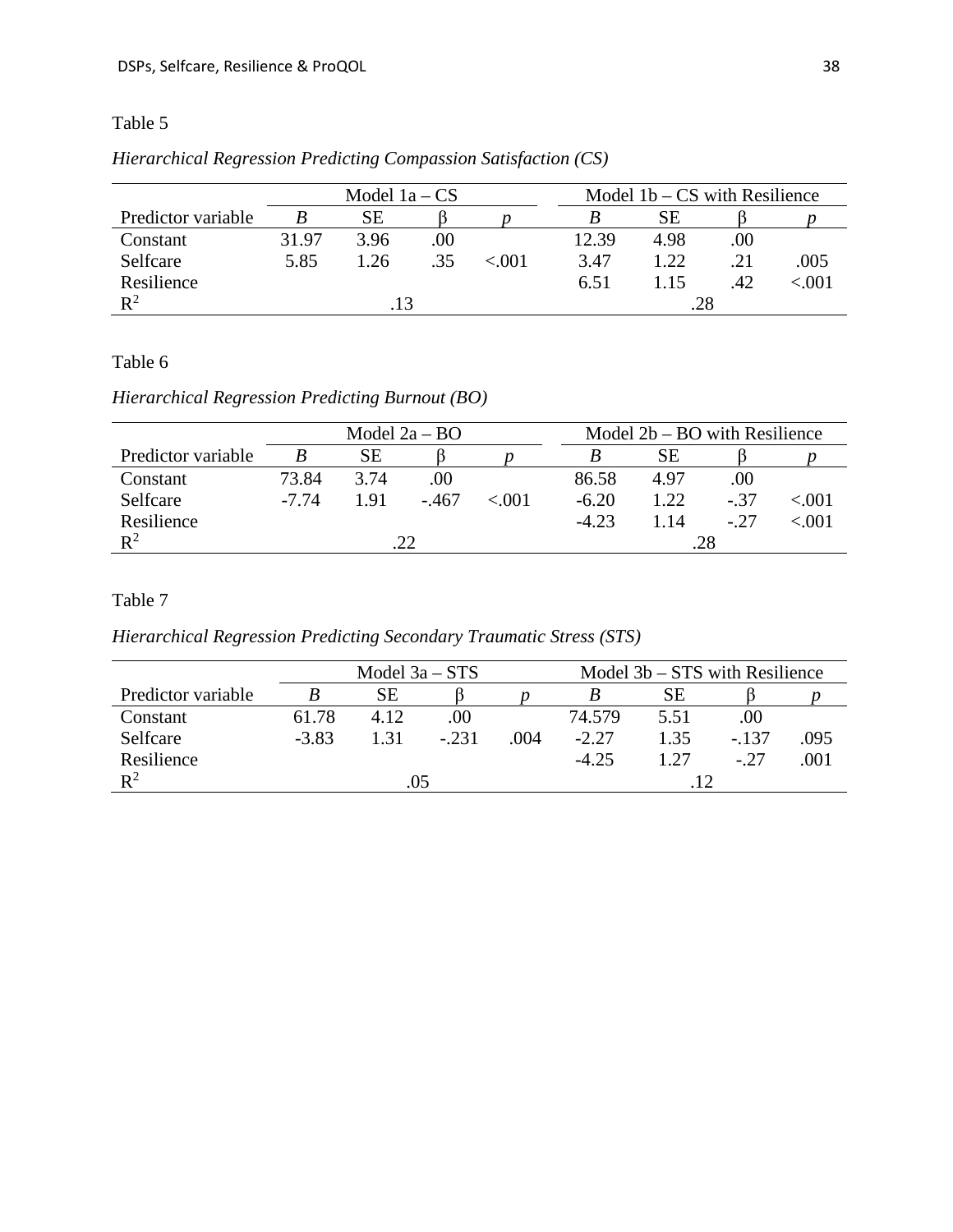Table 5

*Hierarchical Regression Predicting Compassion Satisfaction (CS)*

| | Model 1a – CS | | | | Model 1b – CS with Resilience | | | |
|---|---|---|---|---|---|---|---|---|
| Predictor variable | *B* | SE | β | *p* | *B* | SE | β | *p* |
| Constant | 31.97 | 3.96 | .00 | | 12.39 | 4.98 | .00 | |
| Selfcare | 5.85 | 1.26 | .35 | <.001 | 3.47 | 1.22 | .21 | .005 |
| Resilience | | | | | 6.51 | 1.15 | .42 | <.001 |
| $R^2$ | | .13 | | | | .28 | | |

Table 6

*Hierarchical Regression Predicting Burnout (BO)*

| | Model 2a – BO | | | | Model 2b – BO with Resilience | | | |
|---|---|---|---|---|---|---|---|---|
| Predictor variable | *B* | SE | β | *p* | *B* | SE | β | *p* |
| Constant | 73.84 | 3.74 | .00 | | 86.58 | 4.97 | .00 | |
| Selfcare | -7.74 | 1.91 | -.467 | <.001 | -6.20 | 1.22 | -.37 | <.001 |
| Resilience | | | | | -4.23 | 1.14 | -.27 | <.001 |
| $R^2$ | | .22 | | | | .28 | | |

Table 7

*Hierarchical Regression Predicting Secondary Traumatic Stress (STS)*

| | Model 3a – STS | | | | Model 3b – STS with Resilience | | | |
|---|---|---|---|---|---|---|---|---|
| Predictor variable | *B* | SE | β | *p* | *B* | SE | β | *p* |
| Constant | 61.78 | 4.12 | .00 | | 74.579 | 5.51 | .00 | |
| Selfcare | -3.83 | 1.31 | -.231 | .004 | -2.27 | 1.35 | -.137 | .095 |
| Resilience | | | | | -4.25 | 1.27 | -.27 | .001 |
| $R^2$ | | .05 | | | | .12 | | |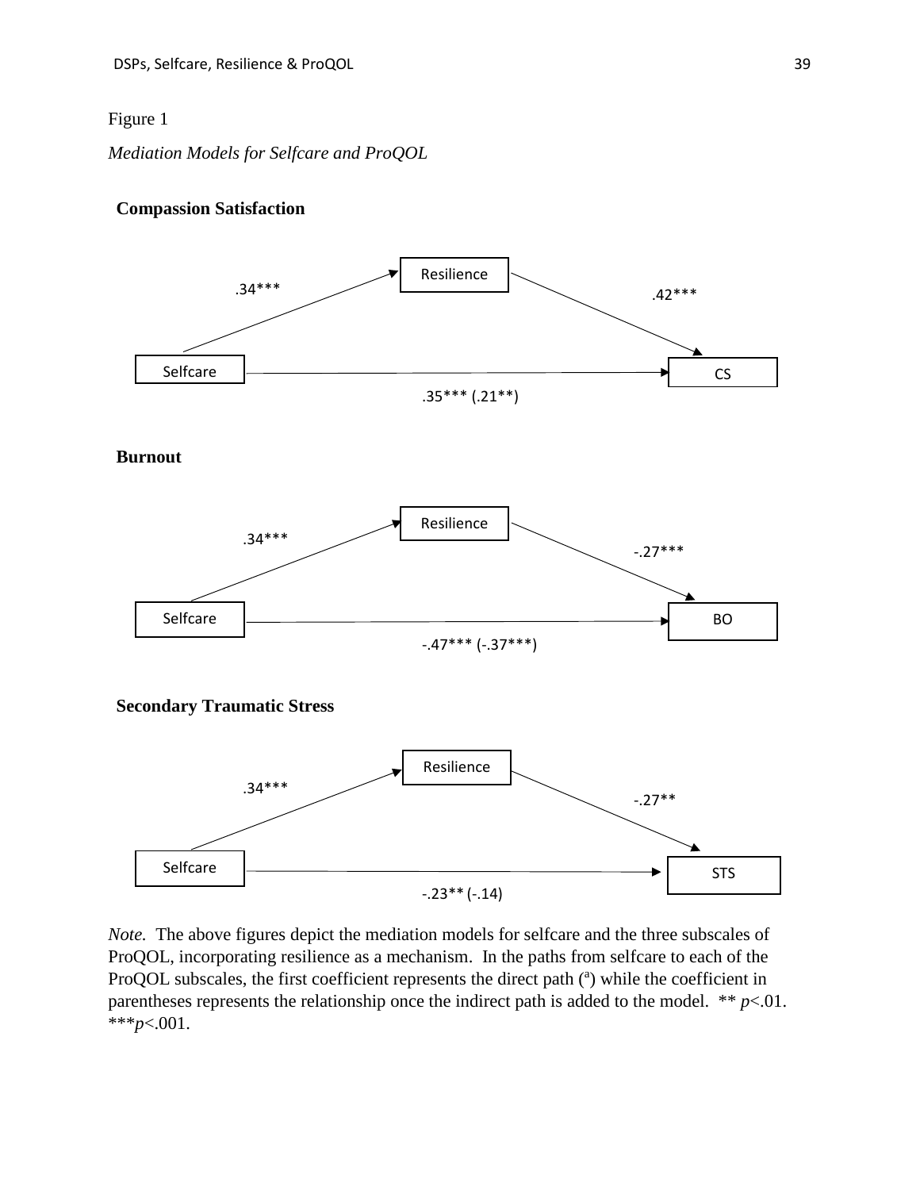Figure 1

*Mediation Models for Selfcare and ProQOL*

**Compassion Satisfaction**

Resilience

.34***

.42***

Selfcare

CS

.35*** (.21**)

**Burnout**

Resilience

.34***

-.27***

Selfcare

BO

-.47*** (-.37***)

**Secondary Traumatic Stress**

Resilience

.34***

-.27**

Selfcare

STS

-.23** (-.14)

*Note.* The above figures depict the mediation models for selfcare and the three subscales of ProQOL, incorporating resilience as a mechanism. In the paths from selfcare to each of the ProQOL subscales, the first coefficient represents the direct path ([a]) while the coefficient in parentheses represents the relationship once the indirect path is added to the model. ** *p*<.01. ****p*<.001.